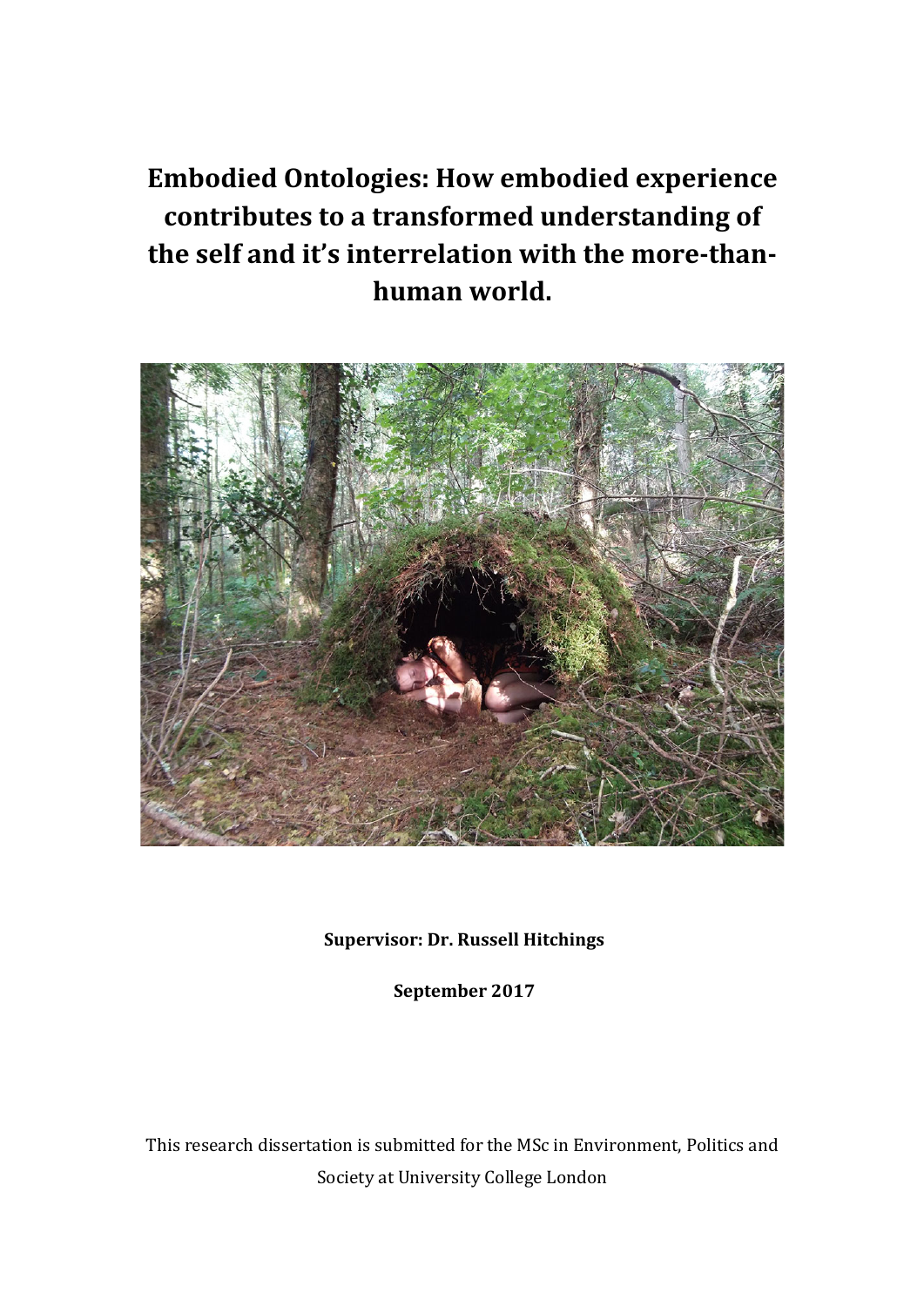# Embodied Ontologies: How embodied experience contributes to a transformed understanding of the self and it's interrelation with the more-than-human world.

**Supervisor: Dr. Russell Hitchings**

**September 2017**

This research dissertation is submitted for the MSc in Environment, Politics and Society at University College London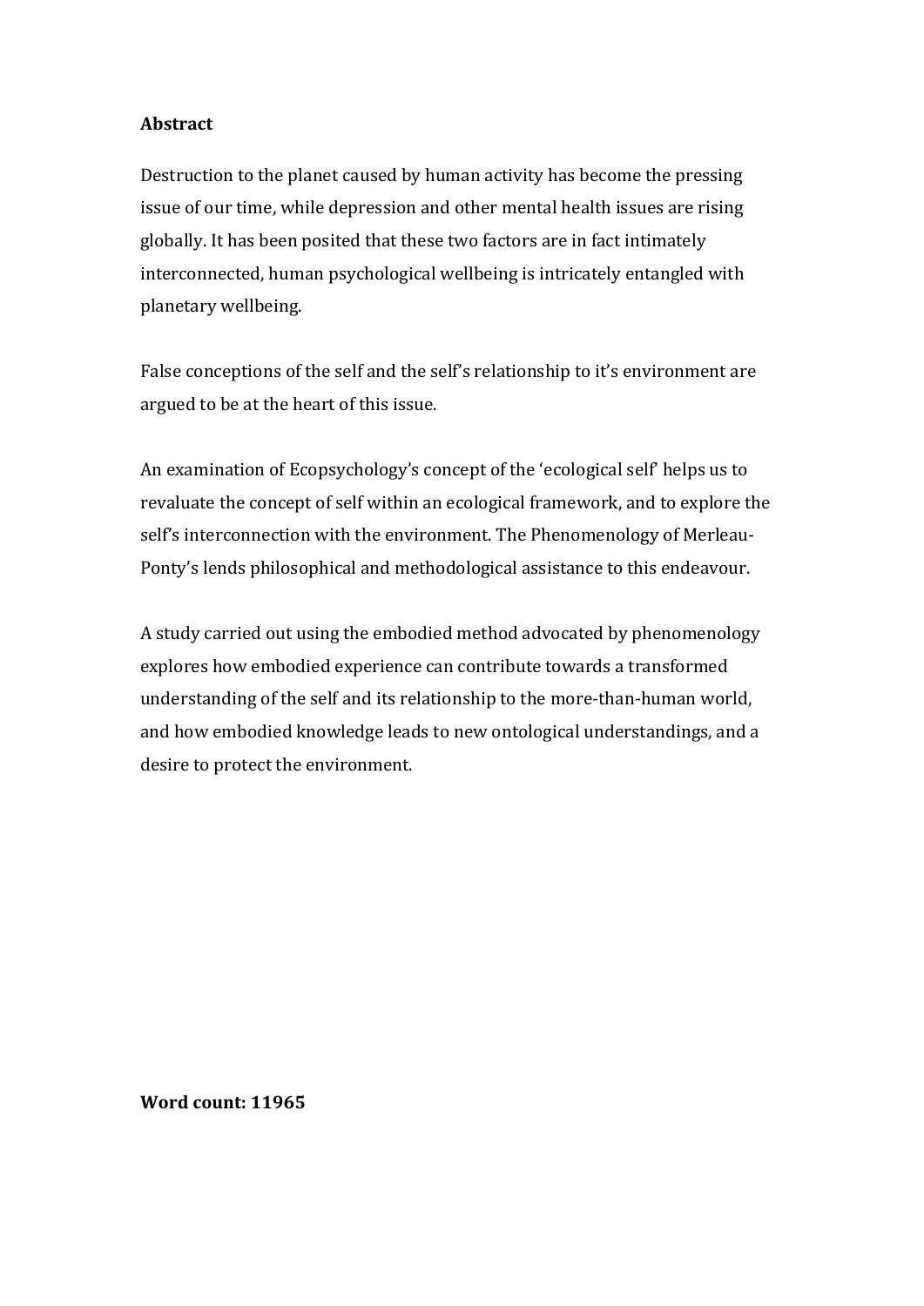**Abstract**

Destruction to the planet caused by human activity has become the pressing issue of our time, while depression and other mental health issues are rising globally. It has been posited that these two factors are in fact intimately interconnected, human psychological wellbeing is intricately entangled with planetary wellbeing.

False conceptions of the self and the self's relationship to it's environment are argued to be at the heart of this issue.

An examination of Ecopsychology's concept of the 'ecological self' helps us to revaluate the concept of self within an ecological framework, and to explore the self's interconnection with the environment. The Phenomenology of Merleau-Ponty's lends philosophical and methodological assistance to this endeavour.

A study carried out using the embodied method advocated by phenomenology explores how embodied experience can contribute towards a transformed understanding of the self and its relationship to the more-than-human world, and how embodied knowledge leads to new ontological understandings, and a desire to protect the environment.

**Word count: 11965**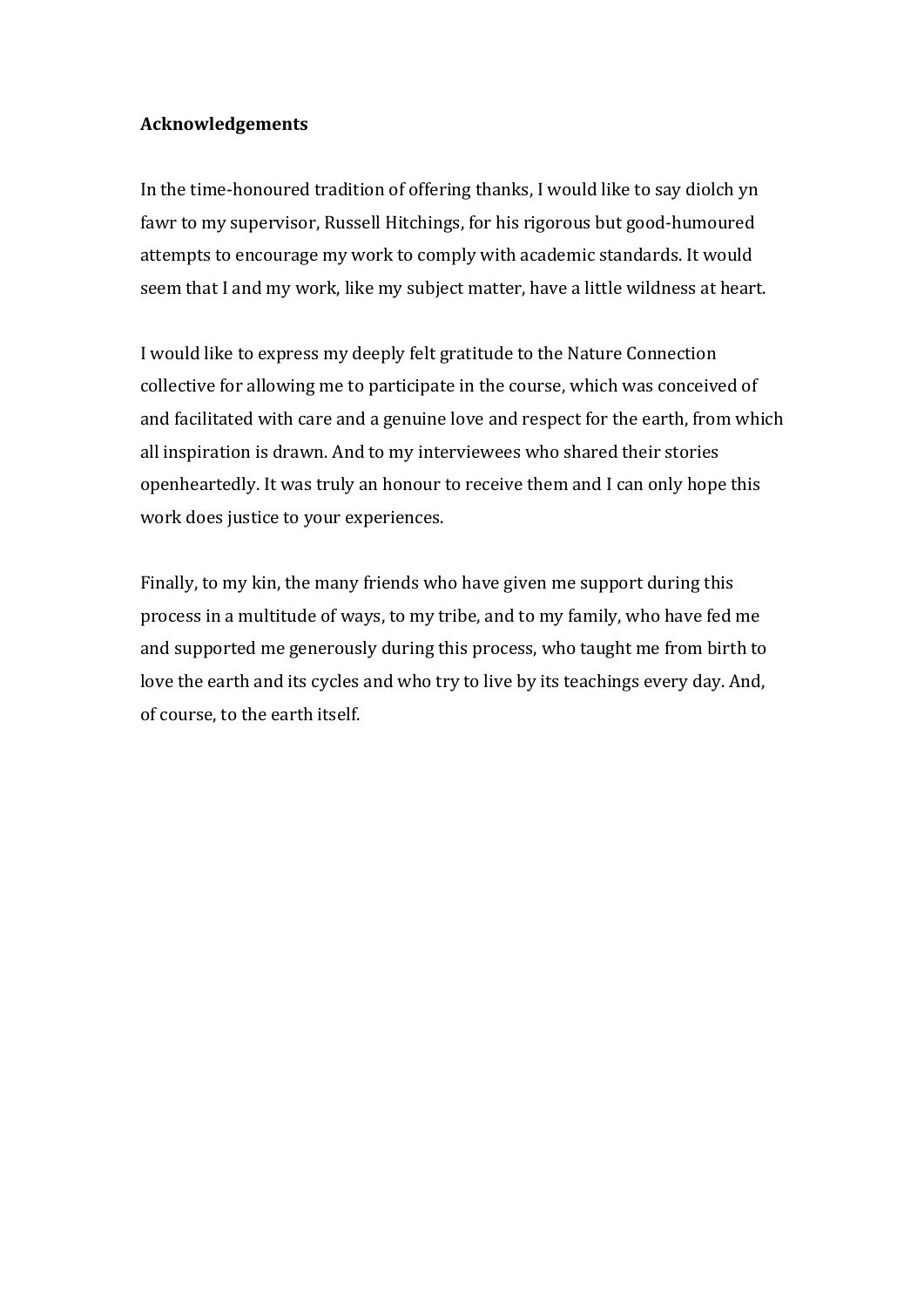**Acknowledgements**

In the time-honoured tradition of offering thanks, I would like to say diolch yn fawr to my supervisor, Russell Hitchings, for his rigorous but good-humoured attempts to encourage my work to comply with academic standards. It would seem that I and my work, like my subject matter, have a little wildness at heart.

I would like to express my deeply felt gratitude to the Nature Connection collective for allowing me to participate in the course, which was conceived of and facilitated with care and a genuine love and respect for the earth, from which all inspiration is drawn. And to my interviewees who shared their stories openheartedly. It was truly an honour to receive them and I can only hope this work does justice to your experiences.

Finally, to my kin, the many friends who have given me support during this process in a multitude of ways, to my tribe, and to my family, who have fed me and supported me generously during this process, who taught me from birth to love the earth and its cycles and who try to live by its teachings every day. And, of course, to the earth itself.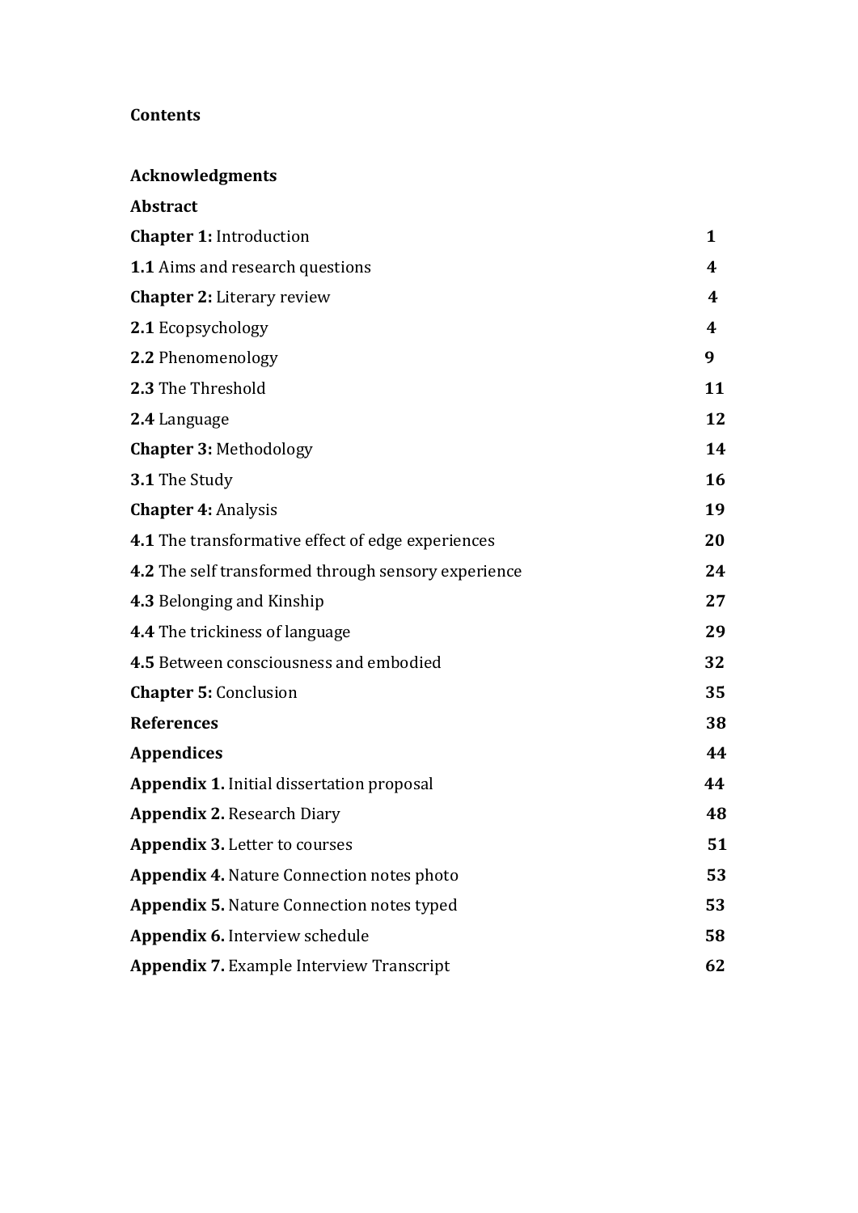**Contents**

| | |
|---|---|
| **Acknowledgments** | |
| **Abstract** | |
| **Chapter 1:** Introduction | **1** |
| **1.1** Aims and research questions | **4** |
| **Chapter 2:** Literary review | **4** |
| **2.1** Ecopsychology | **4** |
| **2.2** Phenomenology | **9** |
| **2.3** The Threshold | **11** |
| **2.4** Language | **12** |
| **Chapter 3:** Methodology | **14** |
| **3.1** The Study | **16** |
| **Chapter 4:** Analysis | **19** |
| **4.1** The transformative effect of edge experiences | **20** |
| **4.2** The self transformed through sensory experience | **24** |
| **4.3** Belonging and Kinship | **27** |
| **4.4** The trickiness of language | **29** |
| **4.5** Between consciousness and embodied | **32** |
| **Chapter 5:** Conclusion | **35** |
| **References** | **38** |
| **Appendices** | **44** |
| **Appendix 1.** Initial dissertation proposal | **44** |
| **Appendix 2.** Research Diary | **48** |
| **Appendix 3.** Letter to courses | **51** |
| **Appendix 4.** Nature Connection notes photo | **53** |
| **Appendix 5.** Nature Connection notes typed | **53** |
| **Appendix 6.** Interview schedule | **58** |
| **Appendix 7.** Example Interview Transcript | **62** |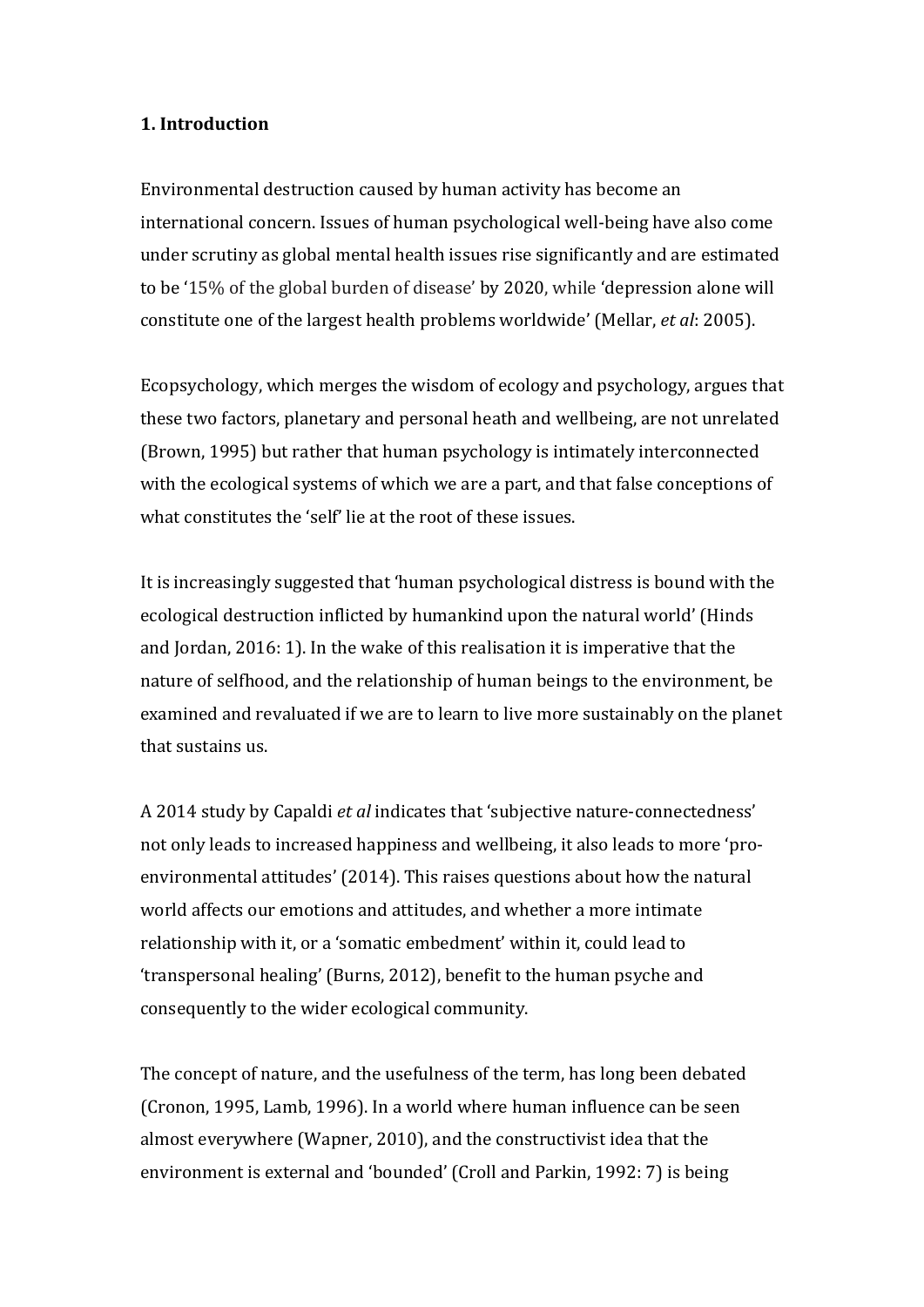**1. Introduction**

Environmental destruction caused by human activity has become an international concern. Issues of human psychological well-being have also come under scrutiny as global mental health issues rise significantly and are estimated to be '15% of the global burden of disease' by 2020, while 'depression alone will constitute one of the largest health problems worldwide' (Mellar, *et al*: 2005).

Ecopsychology, which merges the wisdom of ecology and psychology, argues that these two factors, planetary and personal heath and wellbeing, are not unrelated (Brown, 1995) but rather that human psychology is intimately interconnected with the ecological systems of which we are a part, and that false conceptions of what constitutes the 'self' lie at the root of these issues.

It is increasingly suggested that 'human psychological distress is bound with the ecological destruction inflicted by humankind upon the natural world' (Hinds and Jordan, 2016: 1). In the wake of this realisation it is imperative that the nature of selfhood, and the relationship of human beings to the environment, be examined and revaluated if we are to learn to live more sustainably on the planet that sustains us.

A 2014 study by Capaldi *et al* indicates that 'subjective nature-connectedness' not only leads to increased happiness and wellbeing, it also leads to more 'pro-environmental attitudes' (2014). This raises questions about how the natural world affects our emotions and attitudes, and whether a more intimate relationship with it, or a 'somatic embedment' within it, could lead to 'transpersonal healing' (Burns, 2012), benefit to the human psyche and consequently to the wider ecological community.

The concept of nature, and the usefulness of the term, has long been debated (Cronon, 1995, Lamb, 1996). In a world where human influence can be seen almost everywhere (Wapner, 2010), and the constructivist idea that the environment is external and 'bounded' (Croll and Parkin, 1992: 7) is being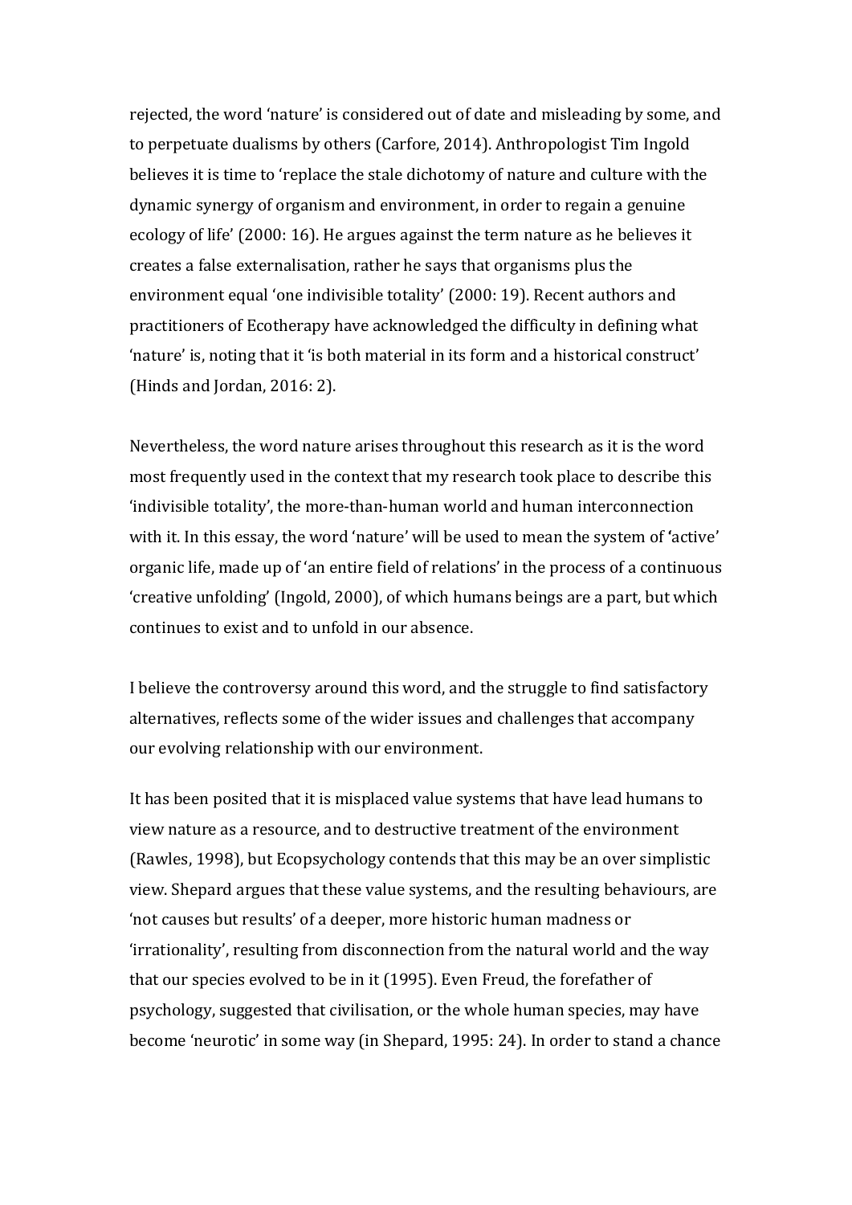rejected, the word 'nature' is considered out of date and misleading by some, and to perpetuate dualisms by others (Carfore, 2014). Anthropologist Tim Ingold believes it is time to 'replace the stale dichotomy of nature and culture with the dynamic synergy of organism and environment, in order to regain a genuine ecology of life' (2000: 16). He argues against the term nature as he believes it creates a false externalisation, rather he says that organisms plus the environment equal 'one indivisible totality' (2000: 19). Recent authors and practitioners of Ecotherapy have acknowledged the difficulty in defining what 'nature' is, noting that it 'is both material in its form and a historical construct' (Hinds and Jordan, 2016: 2).

Nevertheless, the word nature arises throughout this research as it is the word most frequently used in the context that my research took place to describe this 'indivisible totality', the more-than-human world and human interconnection with it. In this essay, the word 'nature' will be used to mean the system of **'**active' organic life, made up of 'an entire field of relations' in the process of a continuous 'creative unfolding' (Ingold, 2000), of which humans beings are a part, but which continues to exist and to unfold in our absence.

I believe the controversy around this word, and the struggle to find satisfactory alternatives, reflects some of the wider issues and challenges that accompany our evolving relationship with our environment.

It has been posited that it is misplaced value systems that have lead humans to view nature as a resource, and to destructive treatment of the environment (Rawles, 1998), but Ecopsychology contends that this may be an over simplistic view. Shepard argues that these value systems, and the resulting behaviours, are 'not causes but results' of a deeper, more historic human madness or 'irrationality', resulting from disconnection from the natural world and the way that our species evolved to be in it (1995). Even Freud, the forefather of psychology, suggested that civilisation, or the whole human species, may have become 'neurotic' in some way (in Shepard, 1995: 24). In order to stand a chance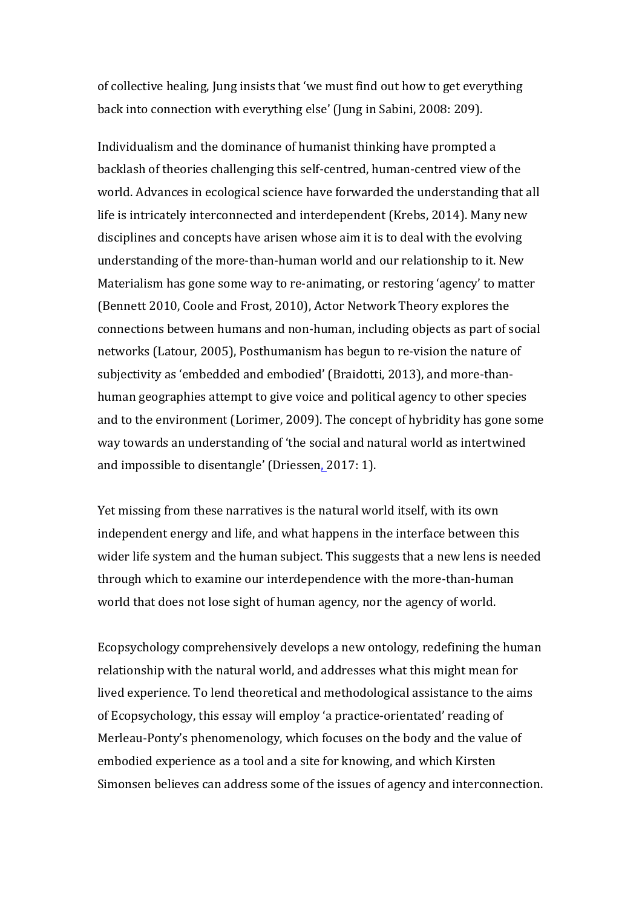of collective healing, Jung insists that 'we must find out how to get everything back into connection with everything else' (Jung in Sabini, 2008: 209).

Individualism and the dominance of humanist thinking have prompted a backlash of theories challenging this self-centred, human-centred view of the world. Advances in ecological science have forwarded the understanding that all life is intricately interconnected and interdependent (Krebs, 2014). Many new disciplines and concepts have arisen whose aim it is to deal with the evolving understanding of the more-than-human world and our relationship to it. New Materialism has gone some way to re-animating, or restoring 'agency' to matter (Bennett 2010, Coole and Frost, 2010), Actor Network Theory explores the connections between humans and non-human, including objects as part of social networks (Latour, 2005), Posthumanism has begun to re-vision the nature of subjectivity as 'embedded and embodied' (Braidotti, 2013), and more-than-human geographies attempt to give voice and political agency to other species and to the environment (Lorimer, 2009). The concept of hybridity has gone some way towards an understanding of 'the social and natural world as intertwined and impossible to disentangle' (Driessen, 2017: 1).

Yet missing from these narratives is the natural world itself, with its own independent energy and life, and what happens in the interface between this wider life system and the human subject. This suggests that a new lens is needed through which to examine our interdependence with the more-than-human world that does not lose sight of human agency, nor the agency of world.

Ecopsychology comprehensively develops a new ontology, redefining the human relationship with the natural world, and addresses what this might mean for lived experience. To lend theoretical and methodological assistance to the aims of Ecopsychology, this essay will employ 'a practice-orientated' reading of Merleau-Ponty's phenomenology, which focuses on the body and the value of embodied experience as a tool and a site for knowing, and which Kirsten Simonsen believes can address some of the issues of agency and interconnection.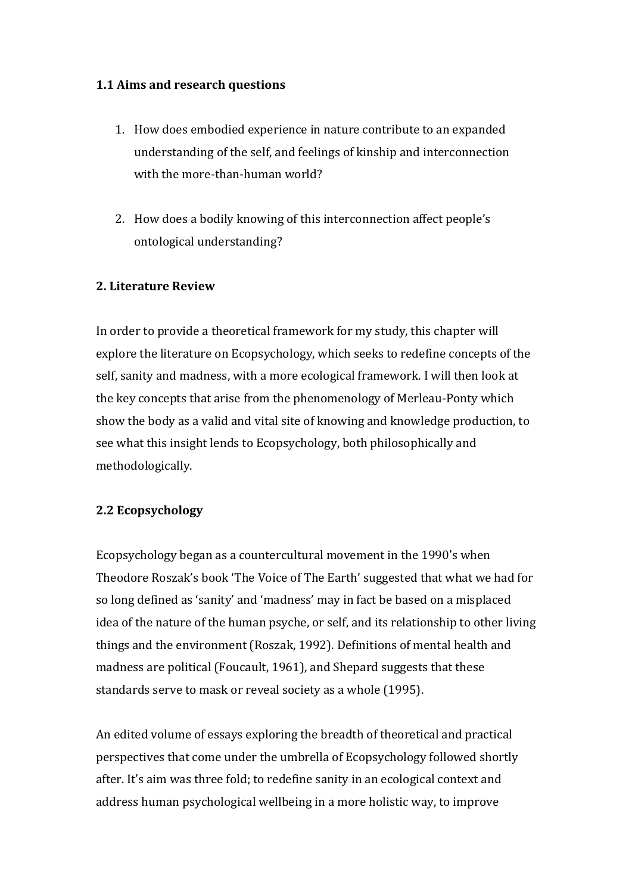### 1.1 Aims and research questions

1. How does embodied experience in nature contribute to an expanded understanding of the self, and feelings of kinship and interconnection with the more-than-human world?

2. How does a bodily knowing of this interconnection affect people's ontological understanding?

## 2. Literature Review

In order to provide a theoretical framework for my study, this chapter will explore the literature on Ecopsychology, which seeks to redefine concepts of the self, sanity and madness, with a more ecological framework. I will then look at the key concepts that arise from the phenomenology of Merleau-Ponty which show the body as a valid and vital site of knowing and knowledge production, to see what this insight lends to Ecopsychology, both philosophically and methodologically.

### 2.2 Ecopsychology

Ecopsychology began as a countercultural movement in the 1990's when Theodore Roszak's book 'The Voice of The Earth' suggested that what we had for so long defined as 'sanity' and 'madness' may in fact be based on a misplaced idea of the nature of the human psyche, or self, and its relationship to other living things and the environment (Roszak, 1992). Definitions of mental health and madness are political (Foucault, 1961), and Shepard suggests that these standards serve to mask or reveal society as a whole (1995).

An edited volume of essays exploring the breadth of theoretical and practical perspectives that come under the umbrella of Ecopsychology followed shortly after. It's aim was three fold; to redefine sanity in an ecological context and address human psychological wellbeing in a more holistic way, to improve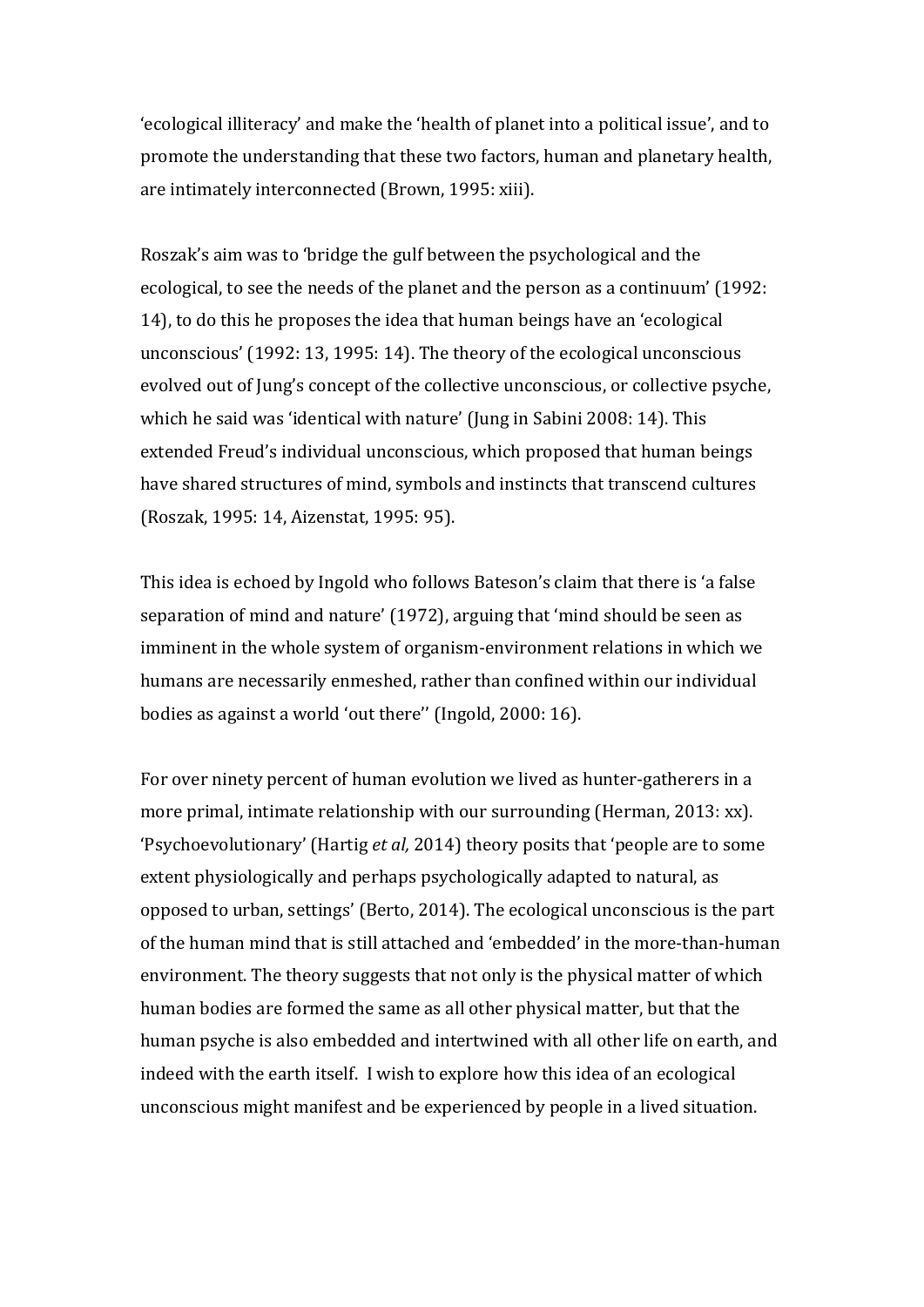'ecological illiteracy' and make the 'health of planet into a political issue', and to promote the understanding that these two factors, human and planetary health, are intimately interconnected (Brown, 1995: xiii).

Roszak's aim was to 'bridge the gulf between the psychological and the ecological, to see the needs of the planet and the person as a continuum' (1992: 14), to do this he proposes the idea that human beings have an 'ecological unconscious' (1992: 13, 1995: 14). The theory of the ecological unconscious evolved out of Jung's concept of the collective unconscious, or collective psyche, which he said was 'identical with nature' (Jung in Sabini 2008: 14). This extended Freud's individual unconscious, which proposed that human beings have shared structures of mind, symbols and instincts that transcend cultures (Roszak, 1995: 14, Aizenstat, 1995: 95).

This idea is echoed by Ingold who follows Bateson's claim that there is 'a false separation of mind and nature' (1972), arguing that 'mind should be seen as imminent in the whole system of organism-environment relations in which we humans are necessarily enmeshed, rather than confined within our individual bodies as against a world 'out there'' (Ingold, 2000: 16).

For over ninety percent of human evolution we lived as hunter-gatherers in a more primal, intimate relationship with our surrounding (Herman, 2013: xx). 'Psychoevolutionary' (Hartig *et al,* 2014) theory posits that 'people are to some extent physiologically and perhaps psychologically adapted to natural, as opposed to urban, settings' (Berto, 2014). The ecological unconscious is the part of the human mind that is still attached and 'embedded' in the more-than-human environment. The theory suggests that not only is the physical matter of which human bodies are formed the same as all other physical matter, but that the human psyche is also embedded and intertwined with all other life on earth, and indeed with the earth itself. I wish to explore how this idea of an ecological unconscious might manifest and be experienced by people in a lived situation.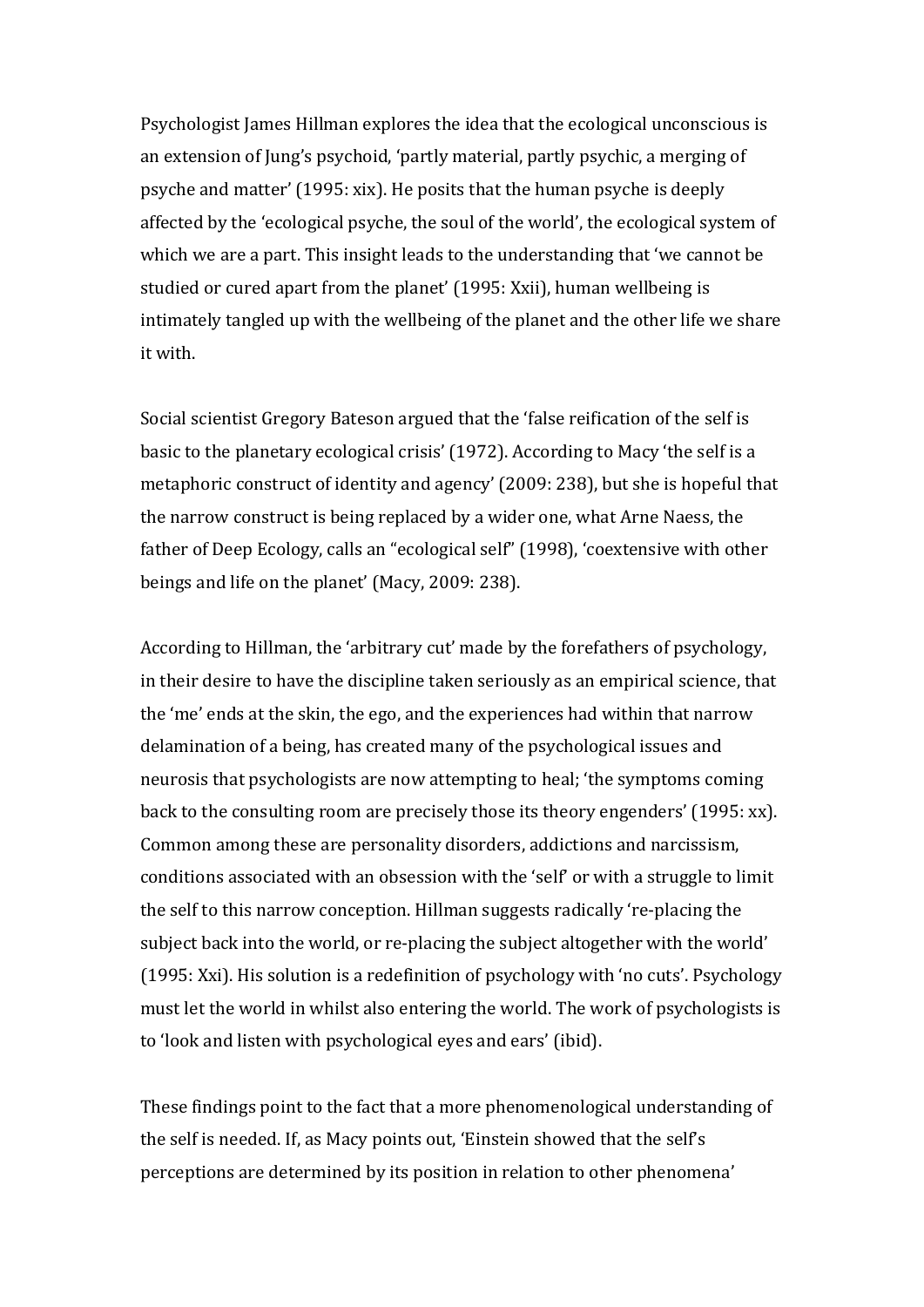Psychologist James Hillman explores the idea that the ecological unconscious is an extension of Jung's psychoid, 'partly material, partly psychic, a merging of psyche and matter' (1995: xix). He posits that the human psyche is deeply affected by the 'ecological psyche, the soul of the world', the ecological system of which we are a part. This insight leads to the understanding that 'we cannot be studied or cured apart from the planet' (1995: Xxii), human wellbeing is intimately tangled up with the wellbeing of the planet and the other life we share it with.

Social scientist Gregory Bateson argued that the 'false reification of the self is basic to the planetary ecological crisis' (1972). According to Macy 'the self is a metaphoric construct of identity and agency' (2009: 238), but she is hopeful that the narrow construct is being replaced by a wider one, what Arne Naess, the father of Deep Ecology, calls an "ecological self" (1998), 'coextensive with other beings and life on the planet' (Macy, 2009: 238).

According to Hillman, the 'arbitrary cut' made by the forefathers of psychology, in their desire to have the discipline taken seriously as an empirical science, that the 'me' ends at the skin, the ego, and the experiences had within that narrow delamination of a being, has created many of the psychological issues and neurosis that psychologists are now attempting to heal; 'the symptoms coming back to the consulting room are precisely those its theory engenders' (1995: xx). Common among these are personality disorders, addictions and narcissism, conditions associated with an obsession with the 'self' or with a struggle to limit the self to this narrow conception. Hillman suggests radically 're-placing the subject back into the world, or re-placing the subject altogether with the world' (1995: Xxi). His solution is a redefinition of psychology with 'no cuts'. Psychology must let the world in whilst also entering the world. The work of psychologists is to 'look and listen with psychological eyes and ears' (ibid).

These findings point to the fact that a more phenomenological understanding of the self is needed. If, as Macy points out, 'Einstein showed that the self's perceptions are determined by its position in relation to other phenomena'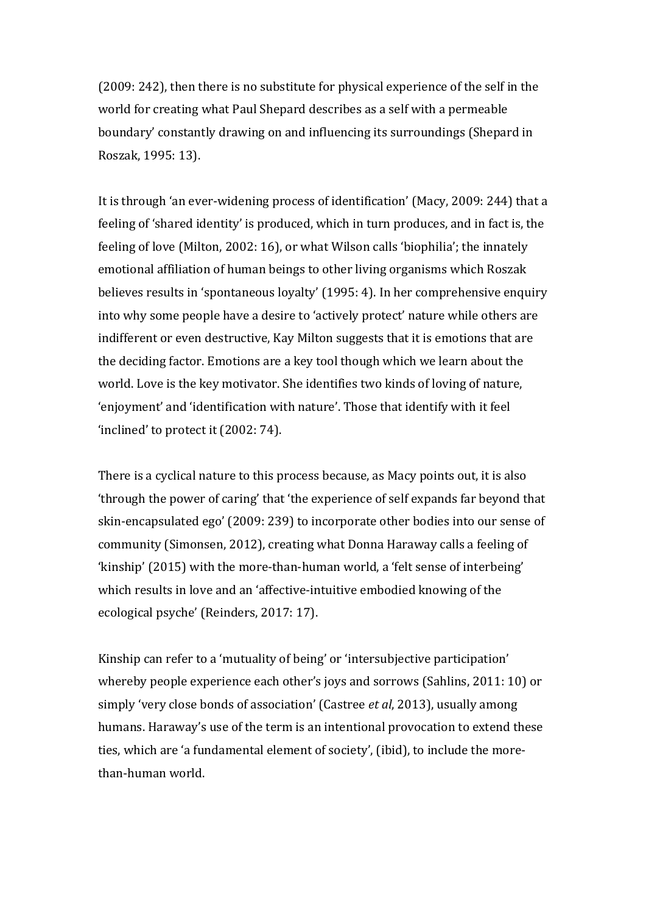(2009: 242), then there is no substitute for physical experience of the self in the world for creating what Paul Shepard describes as a self with a permeable boundary' constantly drawing on and influencing its surroundings (Shepard in Roszak, 1995: 13).

It is through 'an ever-widening process of identification' (Macy, 2009: 244) that a feeling of 'shared identity' is produced, which in turn produces, and in fact is, the feeling of love (Milton, 2002: 16), or what Wilson calls 'biophilia'; the innately emotional affiliation of human beings to other living organisms which Roszak believes results in 'spontaneous loyalty' (1995: 4). In her comprehensive enquiry into why some people have a desire to 'actively protect' nature while others are indifferent or even destructive, Kay Milton suggests that it is emotions that are the deciding factor. Emotions are a key tool though which we learn about the world. Love is the key motivator. She identifies two kinds of loving of nature, 'enjoyment' and 'identification with nature'. Those that identify with it feel 'inclined' to protect it (2002: 74).

There is a cyclical nature to this process because, as Macy points out, it is also 'through the power of caring' that 'the experience of self expands far beyond that skin-encapsulated ego' (2009: 239) to incorporate other bodies into our sense of community (Simonsen, 2012), creating what Donna Haraway calls a feeling of 'kinship' (2015) with the more-than-human world, a 'felt sense of interbeing' which results in love and an 'affective-intuitive embodied knowing of the ecological psyche' (Reinders, 2017: 17).

Kinship can refer to a 'mutuality of being' or 'intersubjective participation' whereby people experience each other's joys and sorrows (Sahlins, 2011: 10) or simply 'very close bonds of association' (Castree *et al*, 2013), usually among humans. Haraway's use of the term is an intentional provocation to extend these ties, which are 'a fundamental element of society', (ibid), to include the more-than-human world.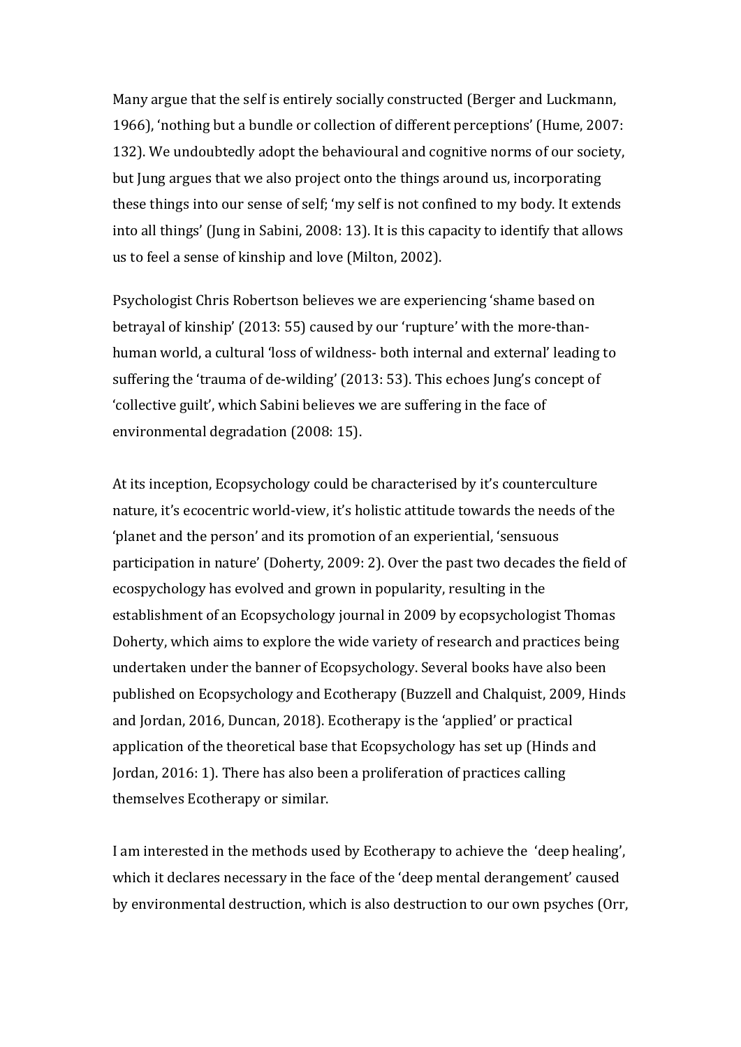Many argue that the self is entirely socially constructed (Berger and Luckmann, 1966), 'nothing but a bundle or collection of different perceptions' (Hume, 2007: 132). We undoubtedly adopt the behavioural and cognitive norms of our society, but Jung argues that we also project onto the things around us, incorporating these things into our sense of self; 'my self is not confined to my body. It extends into all things' (Jung in Sabini, 2008: 13). It is this capacity to identify that allows us to feel a sense of kinship and love (Milton, 2002).

Psychologist Chris Robertson believes we are experiencing 'shame based on betrayal of kinship' (2013: 55) caused by our 'rupture' with the more-than-human world, a cultural 'loss of wildness- both internal and external' leading to suffering the 'trauma of de-wilding' (2013: 53). This echoes Jung's concept of 'collective guilt', which Sabini believes we are suffering in the face of environmental degradation (2008: 15).

At its inception, Ecopsychology could be characterised by it's counterculture nature, it's ecocentric world-view, it's holistic attitude towards the needs of the 'planet and the person' and its promotion of an experiential, 'sensuous participation in nature' (Doherty, 2009: 2). Over the past two decades the field of ecospychology has evolved and grown in popularity, resulting in the establishment of an Ecopsychology journal in 2009 by ecopsychologist Thomas Doherty, which aims to explore the wide variety of research and practices being undertaken under the banner of Ecopsychology. Several books have also been published on Ecopsychology and Ecotherapy (Buzzell and Chalquist, 2009, Hinds and Jordan, 2016, Duncan, 2018). Ecotherapy is the 'applied' or practical application of the theoretical base that Ecopsychology has set up (Hinds and Jordan, 2016: 1). There has also been a proliferation of practices calling themselves Ecotherapy or similar.

I am interested in the methods used by Ecotherapy to achieve the 'deep healing', which it declares necessary in the face of the 'deep mental derangement' caused by environmental destruction, which is also destruction to our own psyches (Orr,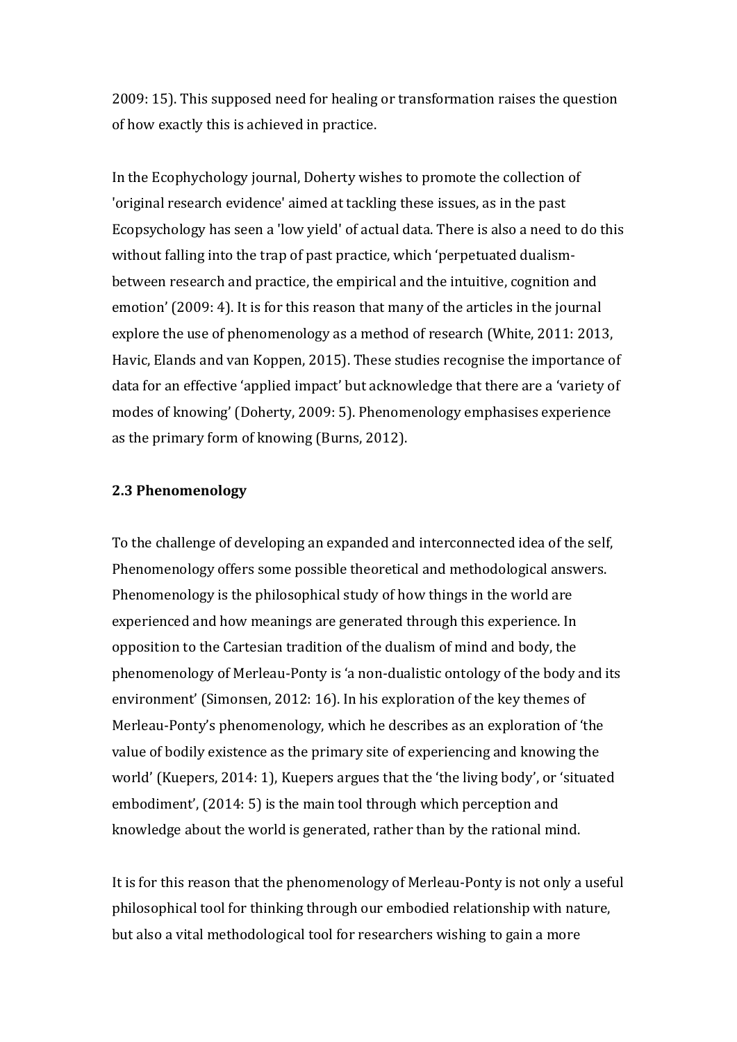2009: 15). This supposed need for healing or transformation raises the question of how exactly this is achieved in practice.

In the Ecophychology journal, Doherty wishes to promote the collection of 'original research evidence' aimed at tackling these issues, as in the past Ecopsychology has seen a 'low yield' of actual data. There is also a need to do this without falling into the trap of past practice, which 'perpetuated dualism-between research and practice, the empirical and the intuitive, cognition and emotion' (2009: 4). It is for this reason that many of the articles in the journal explore the use of phenomenology as a method of research (White, 2011: 2013, Havic, Elands and van Koppen, 2015). These studies recognise the importance of data for an effective 'applied impact' but acknowledge that there are a 'variety of modes of knowing' (Doherty, 2009: 5). Phenomenology emphasises experience as the primary form of knowing (Burns, 2012).

### 2.3 Phenomenology

To the challenge of developing an expanded and interconnected idea of the self, Phenomenology offers some possible theoretical and methodological answers. Phenomenology is the philosophical study of how things in the world are experienced and how meanings are generated through this experience. In opposition to the Cartesian tradition of the dualism of mind and body, the phenomenology of Merleau-Ponty is 'a non-dualistic ontology of the body and its environment' (Simonsen, 2012: 16). In his exploration of the key themes of Merleau-Ponty's phenomenology, which he describes as an exploration of 'the value of bodily existence as the primary site of experiencing and knowing the world' (Kuepers, 2014: 1), Kuepers argues that the 'the living body', or 'situated embodiment', (2014: 5) is the main tool through which perception and knowledge about the world is generated, rather than by the rational mind.

It is for this reason that the phenomenology of Merleau-Ponty is not only a useful philosophical tool for thinking through our embodied relationship with nature, but also a vital methodological tool for researchers wishing to gain a more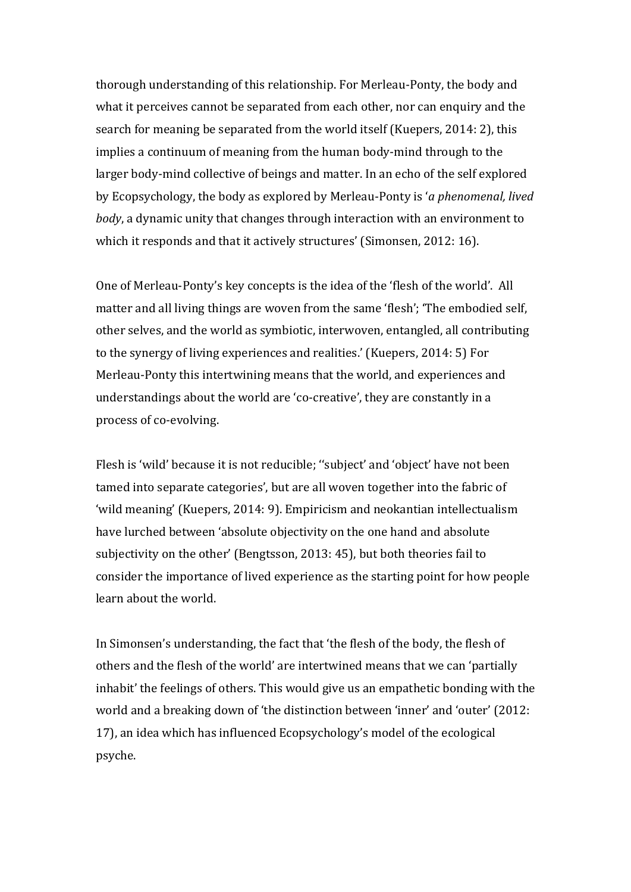thorough understanding of this relationship. For Merleau-Ponty, the body and what it perceives cannot be separated from each other, nor can enquiry and the search for meaning be separated from the world itself (Kuepers, 2014: 2), this implies a continuum of meaning from the human body-mind through to the larger body-mind collective of beings and matter. In an echo of the self explored by Ecopsychology, the body as explored by Merleau-Ponty is '*a phenomenal, lived body*, a dynamic unity that changes through interaction with an environment to which it responds and that it actively structures' (Simonsen, 2012: 16).

One of Merleau-Ponty's key concepts is the idea of the 'flesh of the world'. All matter and all living things are woven from the same 'flesh'; 'The embodied self, other selves, and the world as symbiotic, interwoven, entangled, all contributing to the synergy of living experiences and realities.' (Kuepers, 2014: 5) For Merleau-Ponty this intertwining means that the world, and experiences and understandings about the world are 'co-creative', they are constantly in a process of co-evolving.

Flesh is 'wild' because it is not reducible; ''subject' and 'object' have not been tamed into separate categories', but are all woven together into the fabric of 'wild meaning' (Kuepers, 2014: 9). Empiricism and neokantian intellectualism have lurched between 'absolute objectivity on the one hand and absolute subjectivity on the other' (Bengtsson, 2013: 45), but both theories fail to consider the importance of lived experience as the starting point for how people learn about the world.

In Simonsen's understanding, the fact that 'the flesh of the body, the flesh of others and the flesh of the world' are intertwined means that we can 'partially inhabit' the feelings of others. This would give us an empathetic bonding with the world and a breaking down of 'the distinction between 'inner' and 'outer' (2012: 17), an idea which has influenced Ecopsychology's model of the ecological psyche.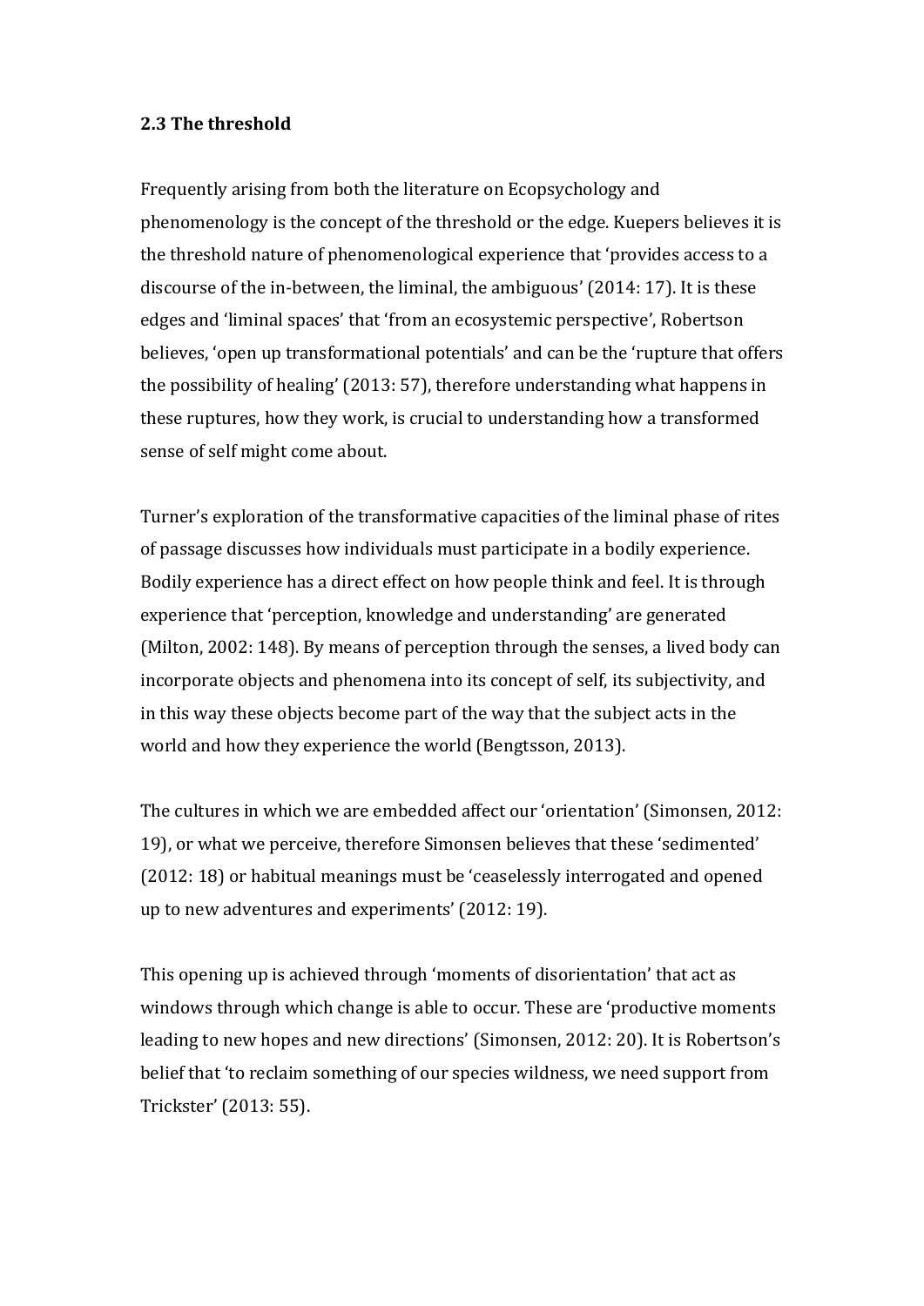**2.3 The threshold**

Frequently arising from both the literature on Ecopsychology and phenomenology is the concept of the threshold or the edge. Kuepers believes it is the threshold nature of phenomenological experience that 'provides access to a discourse of the in-between, the liminal, the ambiguous' (2014: 17). It is these edges and 'liminal spaces' that 'from an ecosystemic perspective', Robertson believes, 'open up transformational potentials' and can be the 'rupture that offers the possibility of healing' (2013: 57), therefore understanding what happens in these ruptures, how they work, is crucial to understanding how a transformed sense of self might come about.

Turner's exploration of the transformative capacities of the liminal phase of rites of passage discusses how individuals must participate in a bodily experience. Bodily experience has a direct effect on how people think and feel. It is through experience that 'perception, knowledge and understanding' are generated (Milton, 2002: 148). By means of perception through the senses, a lived body can incorporate objects and phenomena into its concept of self, its subjectivity, and in this way these objects become part of the way that the subject acts in the world and how they experience the world (Bengtsson, 2013).

The cultures in which we are embedded affect our 'orientation' (Simonsen, 2012: 19), or what we perceive, therefore Simonsen believes that these 'sedimented' (2012: 18) or habitual meanings must be 'ceaselessly interrogated and opened up to new adventures and experiments' (2012: 19).

This opening up is achieved through 'moments of disorientation' that act as windows through which change is able to occur. These are 'productive moments leading to new hopes and new directions' (Simonsen, 2012: 20). It is Robertson's belief that 'to reclaim something of our species wildness, we need support from Trickster' (2013: 55).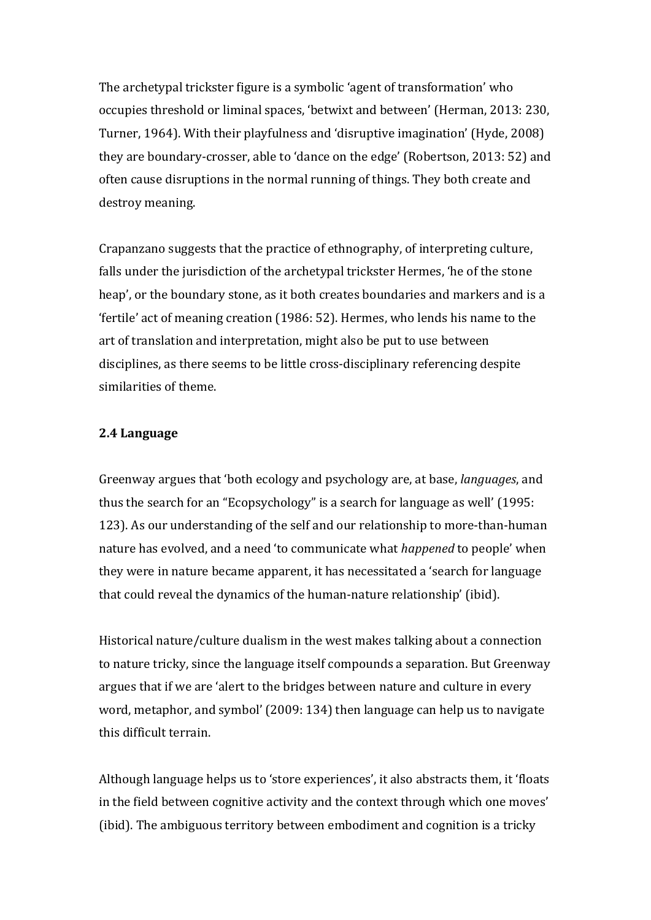The archetypal trickster figure is a symbolic 'agent of transformation' who occupies threshold or liminal spaces, 'betwixt and between' (Herman, 2013: 230, Turner, 1964). With their playfulness and 'disruptive imagination' (Hyde, 2008) they are boundary-crosser, able to 'dance on the edge' (Robertson, 2013: 52) and often cause disruptions in the normal running of things. They both create and destroy meaning.

Crapanzano suggests that the practice of ethnography, of interpreting culture, falls under the jurisdiction of the archetypal trickster Hermes, 'he of the stone heap', or the boundary stone, as it both creates boundaries and markers and is a 'fertile' act of meaning creation (1986: 52). Hermes, who lends his name to the art of translation and interpretation, might also be put to use between disciplines, as there seems to be little cross-disciplinary referencing despite similarities of theme.

### 2.4 Language

Greenway argues that 'both ecology and psychology are, at base, *languages*, and thus the search for an "Ecopsychology" is a search for language as well' (1995: 123). As our understanding of the self and our relationship to more-than-human nature has evolved, and a need 'to communicate what *happened* to people' when they were in nature became apparent, it has necessitated a 'search for language that could reveal the dynamics of the human-nature relationship' (ibid).

Historical nature/culture dualism in the west makes talking about a connection to nature tricky, since the language itself compounds a separation. But Greenway argues that if we are 'alert to the bridges between nature and culture in every word, metaphor, and symbol' (2009: 134) then language can help us to navigate this difficult terrain.

Although language helps us to 'store experiences', it also abstracts them, it 'floats in the field between cognitive activity and the context through which one moves' (ibid). The ambiguous territory between embodiment and cognition is a tricky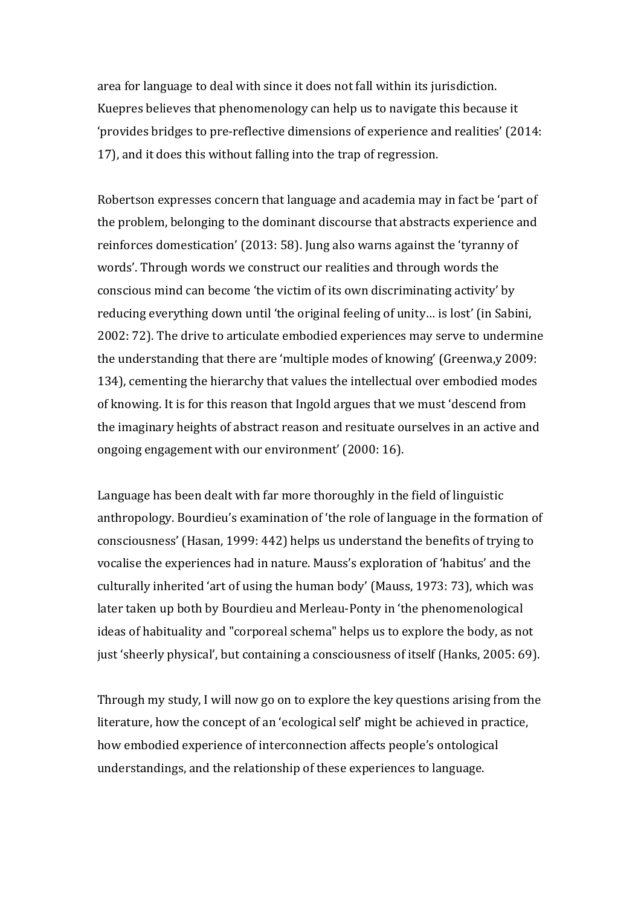area for language to deal with since it does not fall within its jurisdiction. Kuepres believes that phenomenology can help us to navigate this because it 'provides bridges to pre-reflective dimensions of experience and realities' (2014: 17), and it does this without falling into the trap of regression.

Robertson expresses concern that language and academia may in fact be 'part of the problem, belonging to the dominant discourse that abstracts experience and reinforces domestication' (2013: 58). Jung also warns against the 'tyranny of words'. Through words we construct our realities and through words the conscious mind can become 'the victim of its own discriminating activity' by reducing everything down until 'the original feeling of unity… is lost' (in Sabini, 2002: 72). The drive to articulate embodied experiences may serve to undermine the understanding that there are 'multiple modes of knowing' (Greenwa,y 2009: 134), cementing the hierarchy that values the intellectual over embodied modes of knowing. It is for this reason that Ingold argues that we must 'descend from the imaginary heights of abstract reason and resituate ourselves in an active and ongoing engagement with our environment' (2000: 16).

Language has been dealt with far more thoroughly in the field of linguistic anthropology. Bourdieu's examination of 'the role of language in the formation of consciousness' (Hasan, 1999: 442) helps us understand the benefits of trying to vocalise the experiences had in nature. Mauss's exploration of 'habitus' and the culturally inherited 'art of using the human body' (Mauss, 1973: 73), which was later taken up both by Bourdieu and Merleau-Ponty in 'the phenomenological ideas of habituality and "corporeal schema" helps us to explore the body, as not just 'sheerly physical', but containing a consciousness of itself (Hanks, 2005: 69).

Through my study, I will now go on to explore the key questions arising from the literature, how the concept of an 'ecological self' might be achieved in practice, how embodied experience of interconnection affects people's ontological understandings, and the relationship of these experiences to language.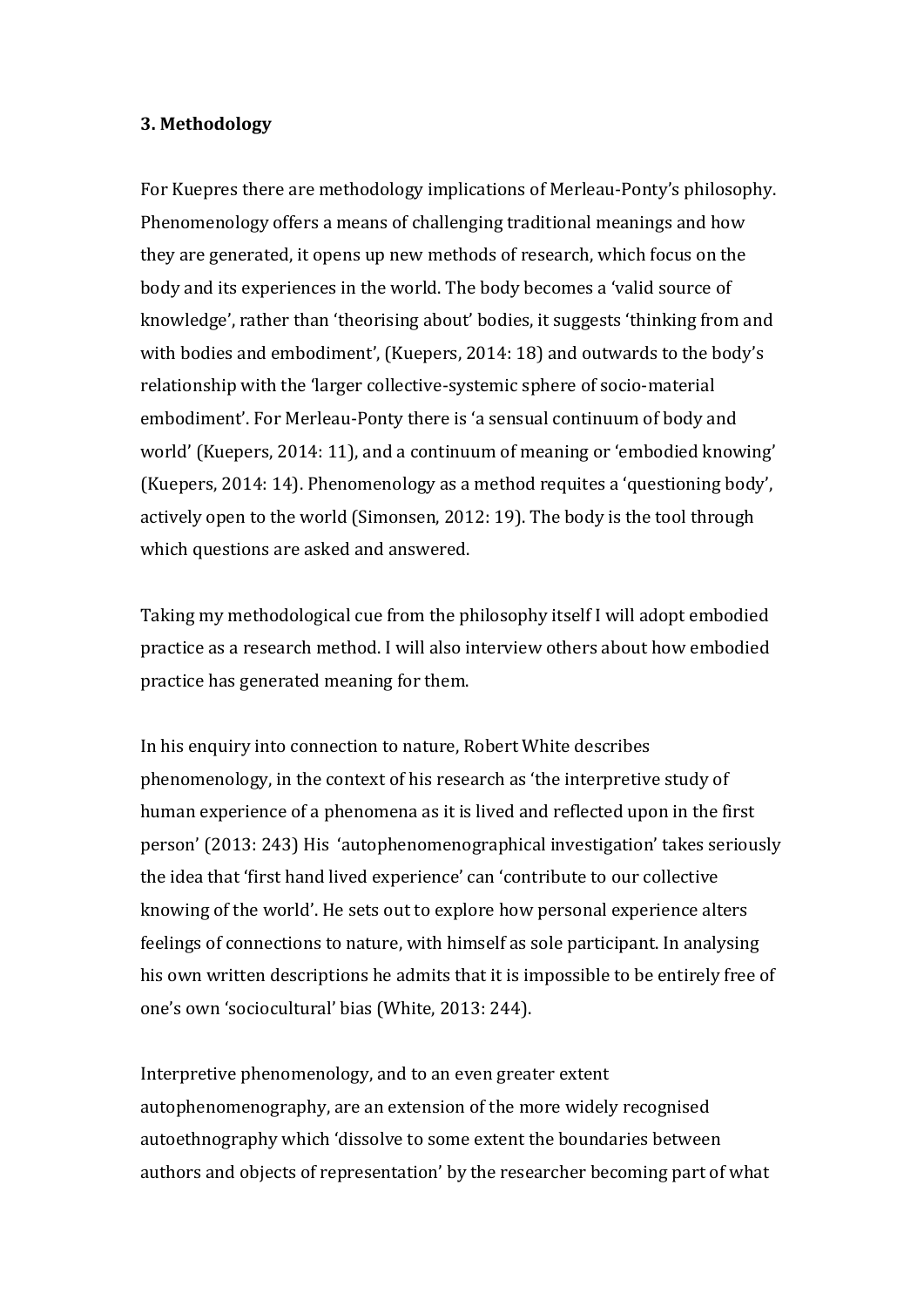**3. Methodology**

For Kuepres there are methodology implications of Merleau-Ponty's philosophy. Phenomenology offers a means of challenging traditional meanings and how they are generated, it opens up new methods of research, which focus on the body and its experiences in the world. The body becomes a 'valid source of knowledge', rather than 'theorising about' bodies, it suggests 'thinking from and with bodies and embodiment', (Kuepers, 2014: 18) and outwards to the body's relationship with the 'larger collective-systemic sphere of socio-material embodiment'. For Merleau-Ponty there is 'a sensual continuum of body and world' (Kuepers, 2014: 11), and a continuum of meaning or 'embodied knowing' (Kuepers, 2014: 14). Phenomenology as a method requites a 'questioning body', actively open to the world (Simonsen, 2012: 19). The body is the tool through which questions are asked and answered.

Taking my methodological cue from the philosophy itself I will adopt embodied practice as a research method. I will also interview others about how embodied practice has generated meaning for them.

In his enquiry into connection to nature, Robert White describes phenomenology, in the context of his research as 'the interpretive study of human experience of a phenomena as it is lived and reflected upon in the first person' (2013: 243) His 'autophenomenographical investigation' takes seriously the idea that 'first hand lived experience' can 'contribute to our collective knowing of the world'. He sets out to explore how personal experience alters feelings of connections to nature, with himself as sole participant. In analysing his own written descriptions he admits that it is impossible to be entirely free of one's own 'sociocultural' bias (White, 2013: 244).

Interpretive phenomenology, and to an even greater extent autophenomenography, are an extension of the more widely recognised autoethnography which 'dissolve to some extent the boundaries between authors and objects of representation' by the researcher becoming part of what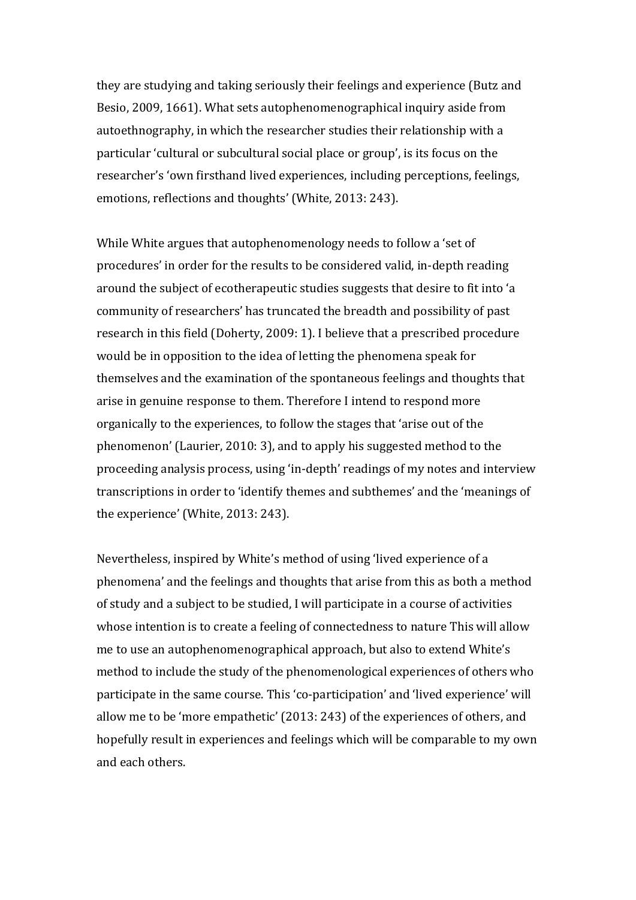they are studying and taking seriously their feelings and experience (Butz and Besio, 2009, 1661). What sets autophenomenographical inquiry aside from autoethnography, in which the researcher studies their relationship with a particular 'cultural or subcultural social place or group', is its focus on the researcher's 'own firsthand lived experiences, including perceptions, feelings, emotions, reflections and thoughts' (White, 2013: 243).

While White argues that autophenomenology needs to follow a 'set of procedures' in order for the results to be considered valid, in-depth reading around the subject of ecotherapeutic studies suggests that desire to fit into 'a community of researchers' has truncated the breadth and possibility of past research in this field (Doherty, 2009: 1). I believe that a prescribed procedure would be in opposition to the idea of letting the phenomena speak for themselves and the examination of the spontaneous feelings and thoughts that arise in genuine response to them. Therefore I intend to respond more organically to the experiences, to follow the stages that 'arise out of the phenomenon' (Laurier, 2010: 3), and to apply his suggested method to the proceeding analysis process, using 'in-depth' readings of my notes and interview transcriptions in order to 'identify themes and subthemes' and the 'meanings of the experience' (White, 2013: 243).

Nevertheless, inspired by White's method of using 'lived experience of a phenomena' and the feelings and thoughts that arise from this as both a method of study and a subject to be studied, I will participate in a course of activities whose intention is to create a feeling of connectedness to nature This will allow me to use an autophenomenographical approach, but also to extend White's method to include the study of the phenomenological experiences of others who participate in the same course. This 'co-participation' and 'lived experience' will allow me to be 'more empathetic' (2013: 243) of the experiences of others, and hopefully result in experiences and feelings which will be comparable to my own and each others.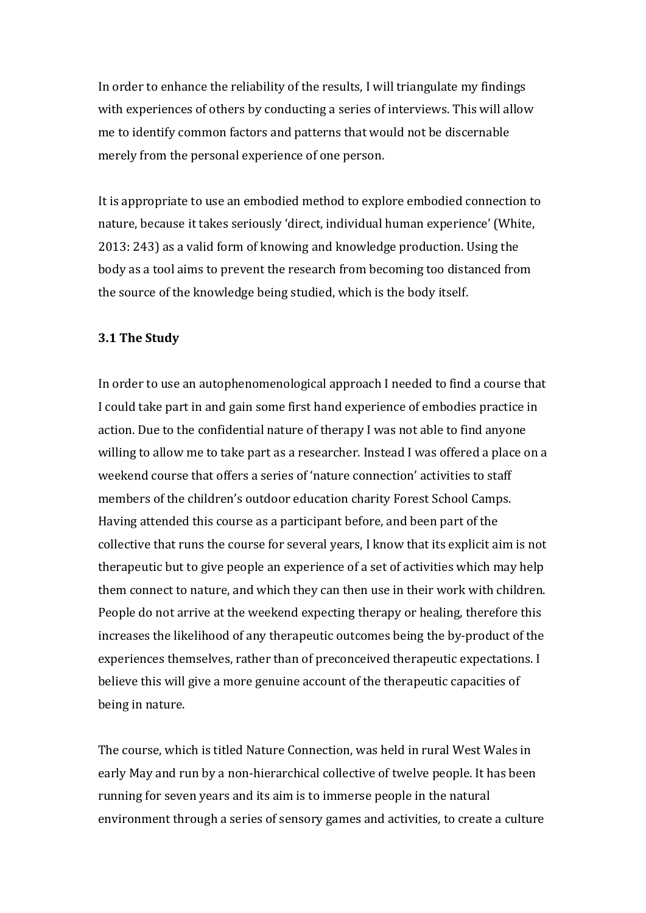In order to enhance the reliability of the results, I will triangulate my findings with experiences of others by conducting a series of interviews. This will allow me to identify common factors and patterns that would not be discernable merely from the personal experience of one person.

It is appropriate to use an embodied method to explore embodied connection to nature, because it takes seriously 'direct, individual human experience' (White, 2013: 243) as a valid form of knowing and knowledge production. Using the body as a tool aims to prevent the research from becoming too distanced from the source of the knowledge being studied, which is the body itself.

### 3.1 The Study

In order to use an autophenomenological approach I needed to find a course that I could take part in and gain some first hand experience of embodies practice in action. Due to the confidential nature of therapy I was not able to find anyone willing to allow me to take part as a researcher. Instead I was offered a place on a weekend course that offers a series of 'nature connection' activities to staff members of the children's outdoor education charity Forest School Camps. Having attended this course as a participant before, and been part of the collective that runs the course for several years, I know that its explicit aim is not therapeutic but to give people an experience of a set of activities which may help them connect to nature, and which they can then use in their work with children. People do not arrive at the weekend expecting therapy or healing, therefore this increases the likelihood of any therapeutic outcomes being the by-product of the experiences themselves, rather than of preconceived therapeutic expectations. I believe this will give a more genuine account of the therapeutic capacities of being in nature.

The course, which is titled Nature Connection, was held in rural West Wales in early May and run by a non-hierarchical collective of twelve people. It has been running for seven years and its aim is to immerse people in the natural environment through a series of sensory games and activities, to create a culture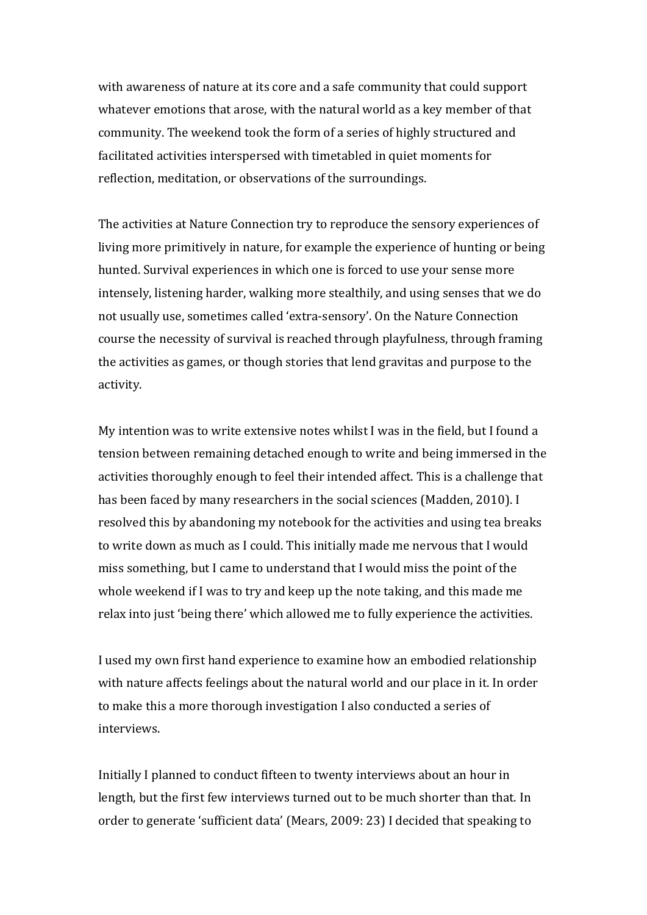with awareness of nature at its core and a safe community that could support whatever emotions that arose, with the natural world as a key member of that community. The weekend took the form of a series of highly structured and facilitated activities interspersed with timetabled in quiet moments for reflection, meditation, or observations of the surroundings.

The activities at Nature Connection try to reproduce the sensory experiences of living more primitively in nature, for example the experience of hunting or being hunted. Survival experiences in which one is forced to use your sense more intensely, listening harder, walking more stealthily, and using senses that we do not usually use, sometimes called 'extra-sensory'. On the Nature Connection course the necessity of survival is reached through playfulness, through framing the activities as games, or though stories that lend gravitas and purpose to the activity.

My intention was to write extensive notes whilst I was in the field, but I found a tension between remaining detached enough to write and being immersed in the activities thoroughly enough to feel their intended affect. This is a challenge that has been faced by many researchers in the social sciences (Madden, 2010). I resolved this by abandoning my notebook for the activities and using tea breaks to write down as much as I could. This initially made me nervous that I would miss something, but I came to understand that I would miss the point of the whole weekend if I was to try and keep up the note taking, and this made me relax into just 'being there' which allowed me to fully experience the activities.

I used my own first hand experience to examine how an embodied relationship with nature affects feelings about the natural world and our place in it. In order to make this a more thorough investigation I also conducted a series of interviews.

Initially I planned to conduct fifteen to twenty interviews about an hour in length, but the first few interviews turned out to be much shorter than that. In order to generate 'sufficient data' (Mears, 2009: 23) I decided that speaking to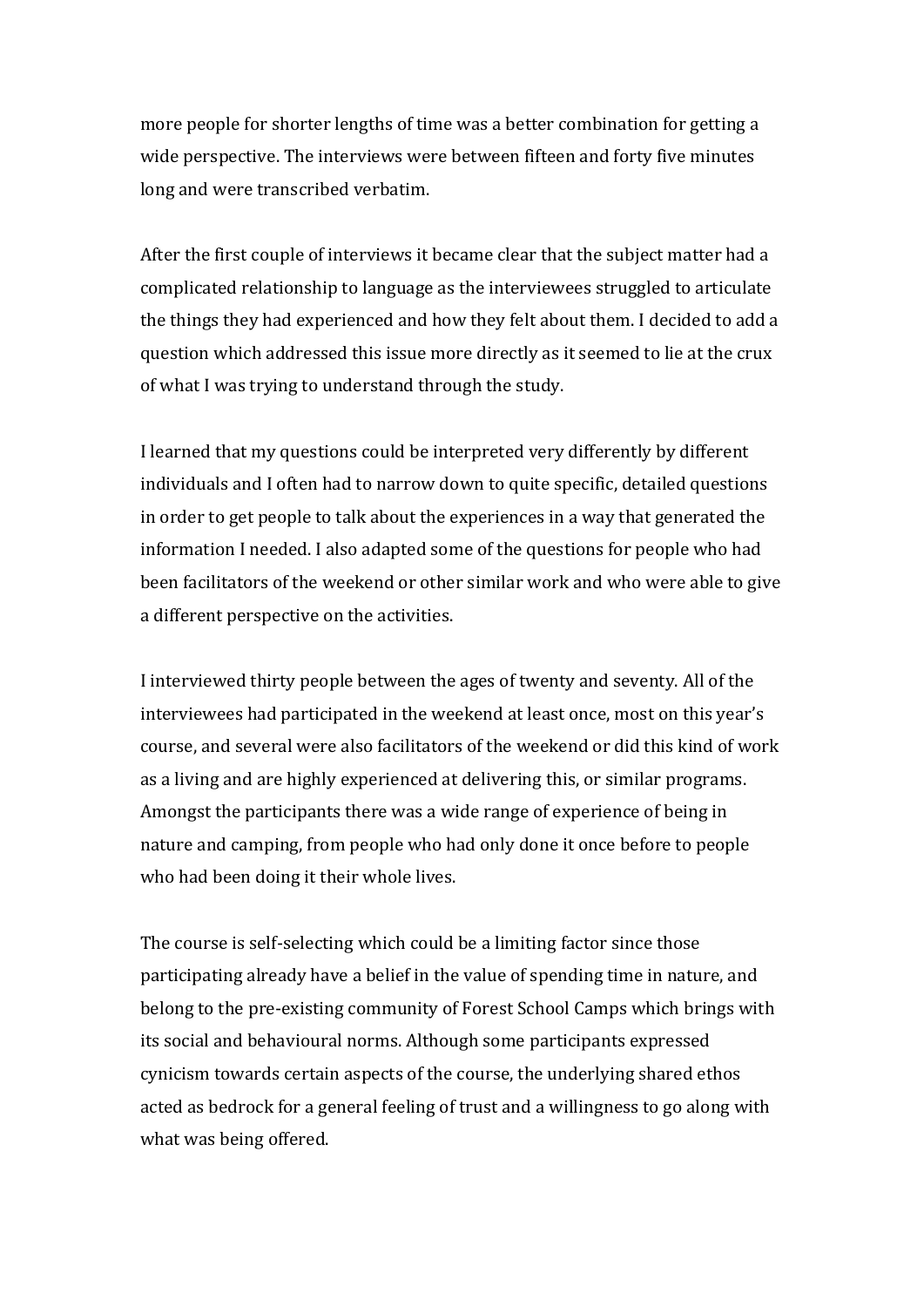more people for shorter lengths of time was a better combination for getting a wide perspective. The interviews were between fifteen and forty five minutes long and were transcribed verbatim.

After the first couple of interviews it became clear that the subject matter had a complicated relationship to language as the interviewees struggled to articulate the things they had experienced and how they felt about them. I decided to add a question which addressed this issue more directly as it seemed to lie at the crux of what I was trying to understand through the study.

I learned that my questions could be interpreted very differently by different individuals and I often had to narrow down to quite specific, detailed questions in order to get people to talk about the experiences in a way that generated the information I needed. I also adapted some of the questions for people who had been facilitators of the weekend or other similar work and who were able to give a different perspective on the activities.

I interviewed thirty people between the ages of twenty and seventy. All of the interviewees had participated in the weekend at least once, most on this year's course, and several were also facilitators of the weekend or did this kind of work as a living and are highly experienced at delivering this, or similar programs. Amongst the participants there was a wide range of experience of being in nature and camping, from people who had only done it once before to people who had been doing it their whole lives.

The course is self-selecting which could be a limiting factor since those participating already have a belief in the value of spending time in nature, and belong to the pre-existing community of Forest School Camps which brings with its social and behavioural norms. Although some participants expressed cynicism towards certain aspects of the course, the underlying shared ethos acted as bedrock for a general feeling of trust and a willingness to go along with what was being offered.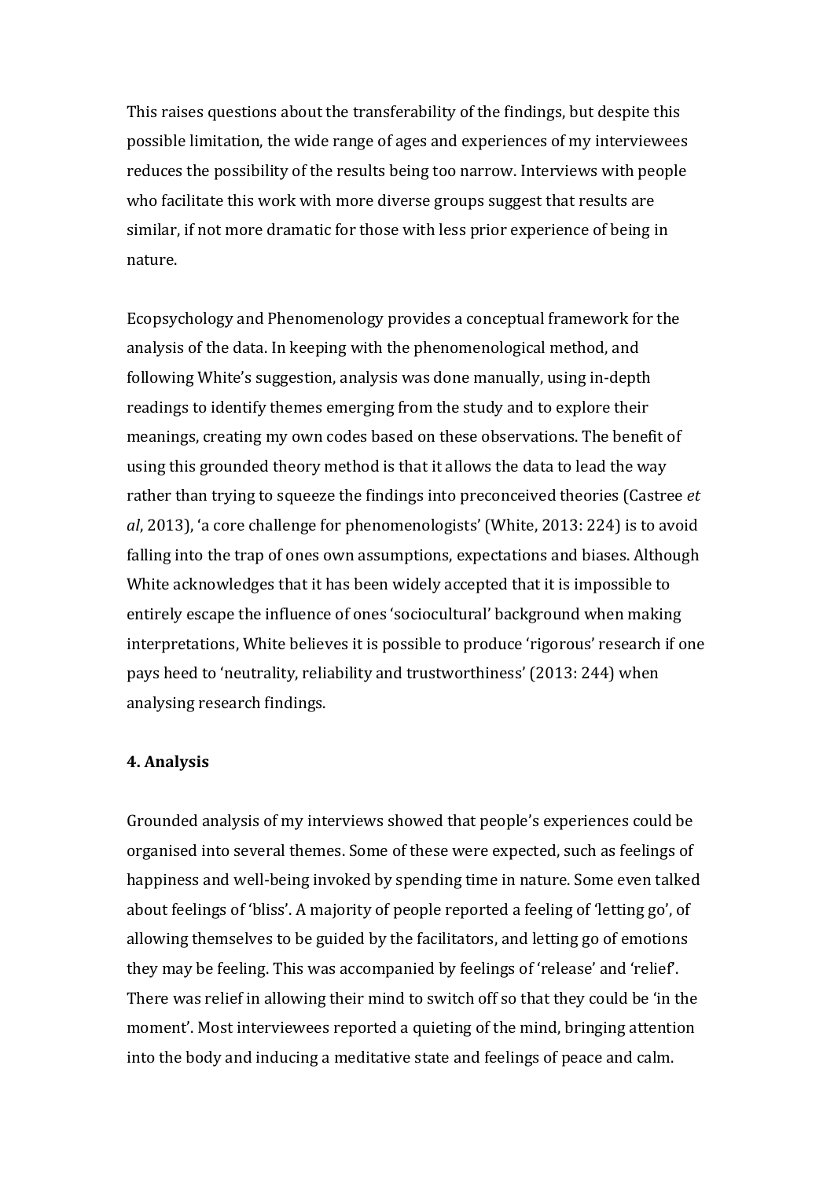This raises questions about the transferability of the findings, but despite this possible limitation, the wide range of ages and experiences of my interviewees reduces the possibility of the results being too narrow. Interviews with people who facilitate this work with more diverse groups suggest that results are similar, if not more dramatic for those with less prior experience of being in nature.

Ecopsychology and Phenomenology provides a conceptual framework for the analysis of the data. In keeping with the phenomenological method, and following White's suggestion, analysis was done manually, using in-depth readings to identify themes emerging from the study and to explore their meanings, creating my own codes based on these observations. The benefit of using this grounded theory method is that it allows the data to lead the way rather than trying to squeeze the findings into preconceived theories (Castree *et al*, 2013), 'a core challenge for phenomenologists' (White, 2013: 224) is to avoid falling into the trap of ones own assumptions, expectations and biases. Although White acknowledges that it has been widely accepted that it is impossible to entirely escape the influence of ones 'sociocultural' background when making interpretations, White believes it is possible to produce 'rigorous' research if one pays heed to 'neutrality, reliability and trustworthiness' (2013: 244) when analysing research findings.

**4. Analysis**

Grounded analysis of my interviews showed that people's experiences could be organised into several themes. Some of these were expected, such as feelings of happiness and well-being invoked by spending time in nature. Some even talked about feelings of 'bliss'. A majority of people reported a feeling of 'letting go', of allowing themselves to be guided by the facilitators, and letting go of emotions they may be feeling. This was accompanied by feelings of 'release' and 'relief'. There was relief in allowing their mind to switch off so that they could be 'in the moment'. Most interviewees reported a quieting of the mind, bringing attention into the body and inducing a meditative state and feelings of peace and calm.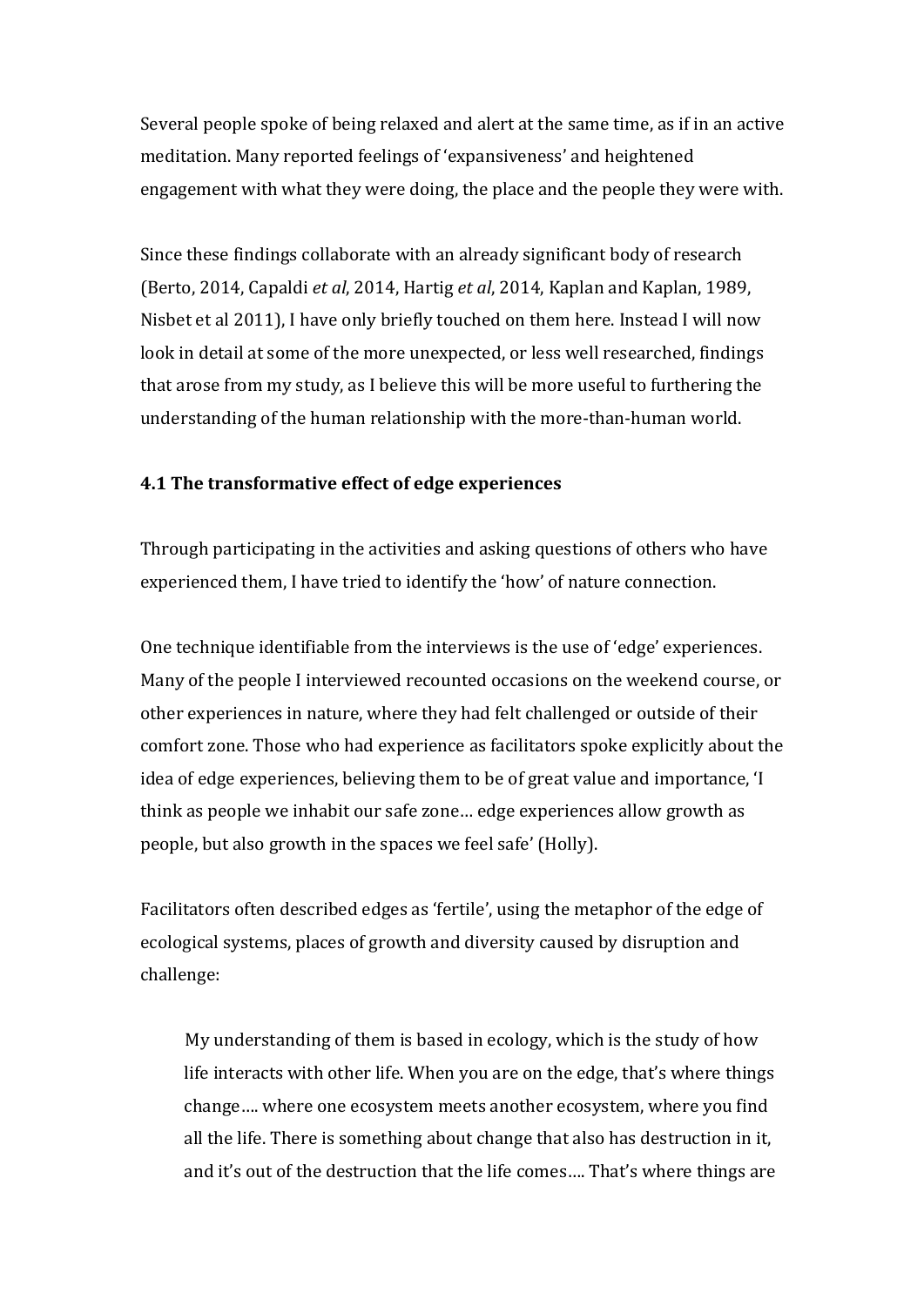Several people spoke of being relaxed and alert at the same time, as if in an active meditation. Many reported feelings of 'expansiveness' and heightened engagement with what they were doing, the place and the people they were with.

Since these findings collaborate with an already significant body of research (Berto, 2014, Capaldi *et al*, 2014, Hartig *et al*, 2014, Kaplan and Kaplan, 1989, Nisbet et al 2011), I have only briefly touched on them here. Instead I will now look in detail at some of the more unexpected, or less well researched, findings that arose from my study, as I believe this will be more useful to furthering the understanding of the human relationship with the more-than-human world.

### 4.1 The transformative effect of edge experiences

Through participating in the activities and asking questions of others who have experienced them, I have tried to identify the 'how' of nature connection.

One technique identifiable from the interviews is the use of 'edge' experiences. Many of the people I interviewed recounted occasions on the weekend course, or other experiences in nature, where they had felt challenged or outside of their comfort zone. Those who had experience as facilitators spoke explicitly about the idea of edge experiences, believing them to be of great value and importance, 'I think as people we inhabit our safe zone… edge experiences allow growth as people, but also growth in the spaces we feel safe' (Holly).

Facilitators often described edges as 'fertile', using the metaphor of the edge of ecological systems, places of growth and diversity caused by disruption and challenge:

> My understanding of them is based in ecology, which is the study of how life interacts with other life. When you are on the edge, that's where things change…. where one ecosystem meets another ecosystem, where you find all the life. There is something about change that also has destruction in it, and it's out of the destruction that the life comes…. That's where things are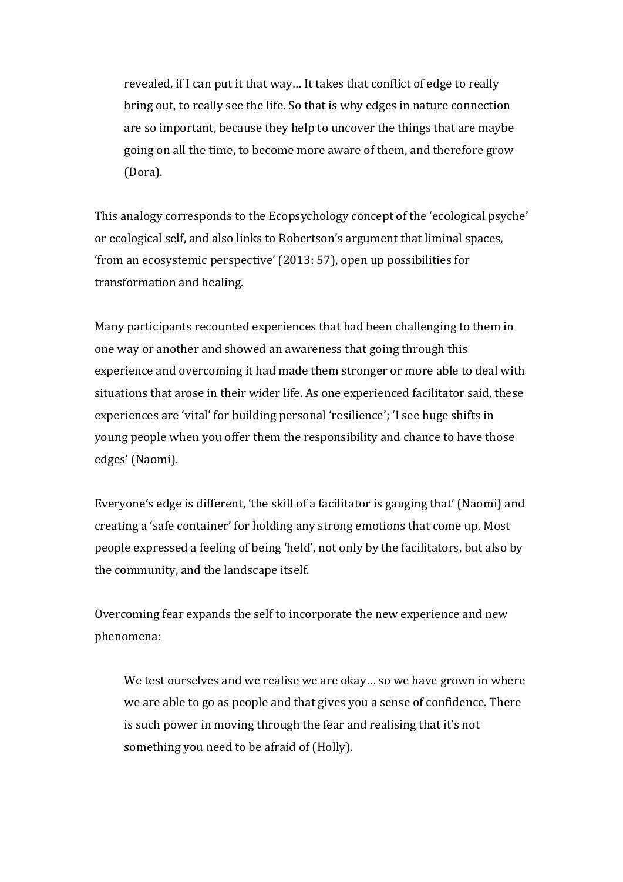> revealed, if I can put it that way… It takes that conflict of edge to really bring out, to really see the life. So that is why edges in nature connection are so important, because they help to uncover the things that are maybe going on all the time, to become more aware of them, and therefore grow (Dora).

This analogy corresponds to the Ecopsychology concept of the 'ecological psyche' or ecological self, and also links to Robertson's argument that liminal spaces, 'from an ecosystemic perspective' (2013: 57), open up possibilities for transformation and healing.

Many participants recounted experiences that had been challenging to them in one way or another and showed an awareness that going through this experience and overcoming it had made them stronger or more able to deal with situations that arose in their wider life. As one experienced facilitator said, these experiences are 'vital' for building personal 'resilience'; 'I see huge shifts in young people when you offer them the responsibility and chance to have those edges' (Naomi).

Everyone's edge is different, 'the skill of a facilitator is gauging that' (Naomi) and creating a 'safe container' for holding any strong emotions that come up. Most people expressed a feeling of being 'held', not only by the facilitators, but also by the community, and the landscape itself.

Overcoming fear expands the self to incorporate the new experience and new phenomena:

> We test ourselves and we realise we are okay… so we have grown in where we are able to go as people and that gives you a sense of confidence. There is such power in moving through the fear and realising that it's not something you need to be afraid of (Holly).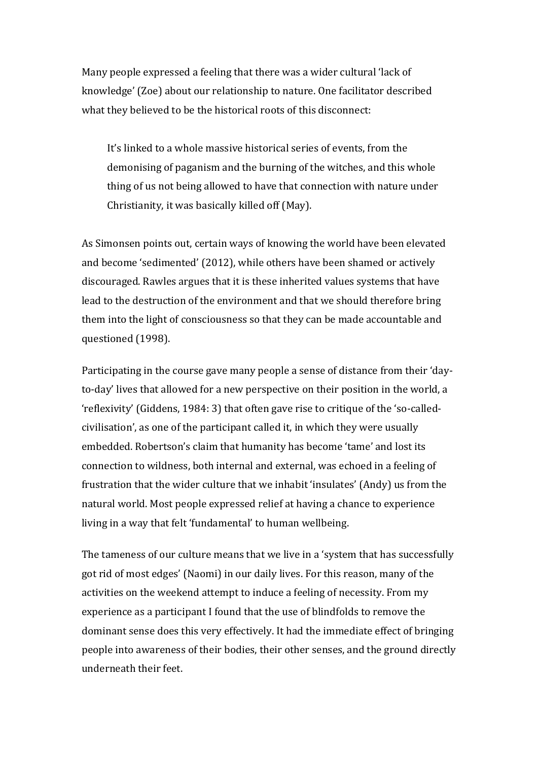Many people expressed a feeling that there was a wider cultural 'lack of knowledge' (Zoe) about our relationship to nature. One facilitator described what they believed to be the historical roots of this disconnect:

> It's linked to a whole massive historical series of events, from the demonising of paganism and the burning of the witches, and this whole thing of us not being allowed to have that connection with nature under Christianity, it was basically killed off (May).

As Simonsen points out, certain ways of knowing the world have been elevated and become 'sedimented' (2012), while others have been shamed or actively discouraged. Rawles argues that it is these inherited values systems that have lead to the destruction of the environment and that we should therefore bring them into the light of consciousness so that they can be made accountable and questioned (1998).

Participating in the course gave many people a sense of distance from their 'day-to-day' lives that allowed for a new perspective on their position in the world, a 'reflexivity' (Giddens, 1984: 3) that often gave rise to critique of the 'so-called-civilisation', as one of the participant called it, in which they were usually embedded. Robertson's claim that humanity has become 'tame' and lost its connection to wildness, both internal and external, was echoed in a feeling of frustration that the wider culture that we inhabit 'insulates' (Andy) us from the natural world. Most people expressed relief at having a chance to experience living in a way that felt 'fundamental' to human wellbeing.

The tameness of our culture means that we live in a 'system that has successfully got rid of most edges' (Naomi) in our daily lives. For this reason, many of the activities on the weekend attempt to induce a feeling of necessity. From my experience as a participant I found that the use of blindfolds to remove the dominant sense does this very effectively. It had the immediate effect of bringing people into awareness of their bodies, their other senses, and the ground directly underneath their feet.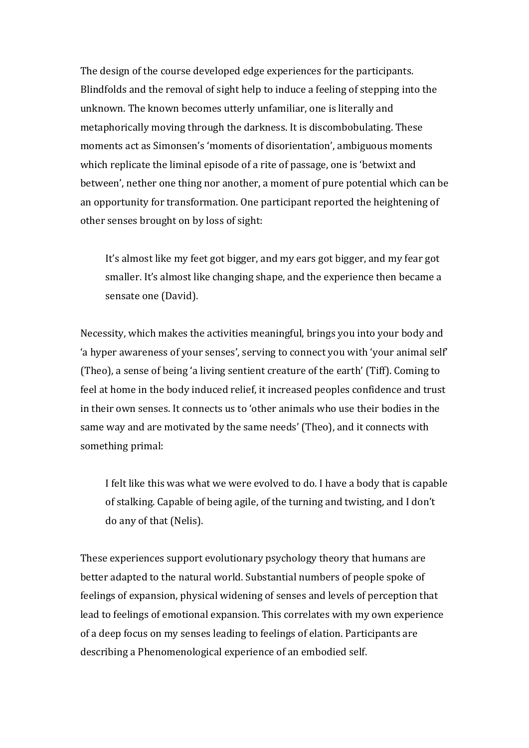The design of the course developed edge experiences for the participants. Blindfolds and the removal of sight help to induce a feeling of stepping into the unknown. The known becomes utterly unfamiliar, one is literally and metaphorically moving through the darkness. It is discombobulating. These moments act as Simonsen's 'moments of disorientation', ambiguous moments which replicate the liminal episode of a rite of passage, one is 'betwixt and between', nether one thing nor another, a moment of pure potential which can be an opportunity for transformation. One participant reported the heightening of other senses brought on by loss of sight:

> It's almost like my feet got bigger, and my ears got bigger, and my fear got smaller. It's almost like changing shape, and the experience then became a sensate one (David).

Necessity, which makes the activities meaningful, brings you into your body and 'a hyper awareness of your senses', serving to connect you with 'your animal self' (Theo), a sense of being 'a living sentient creature of the earth' (Tiff). Coming to feel at home in the body induced relief, it increased peoples confidence and trust in their own senses. It connects us to 'other animals who use their bodies in the same way and are motivated by the same needs' (Theo), and it connects with something primal:

> I felt like this was what we were evolved to do. I have a body that is capable of stalking. Capable of being agile, of the turning and twisting, and I don't do any of that (Nelis).

These experiences support evolutionary psychology theory that humans are better adapted to the natural world. Substantial numbers of people spoke of feelings of expansion, physical widening of senses and levels of perception that lead to feelings of emotional expansion. This correlates with my own experience of a deep focus on my senses leading to feelings of elation. Participants are describing a Phenomenological experience of an embodied self.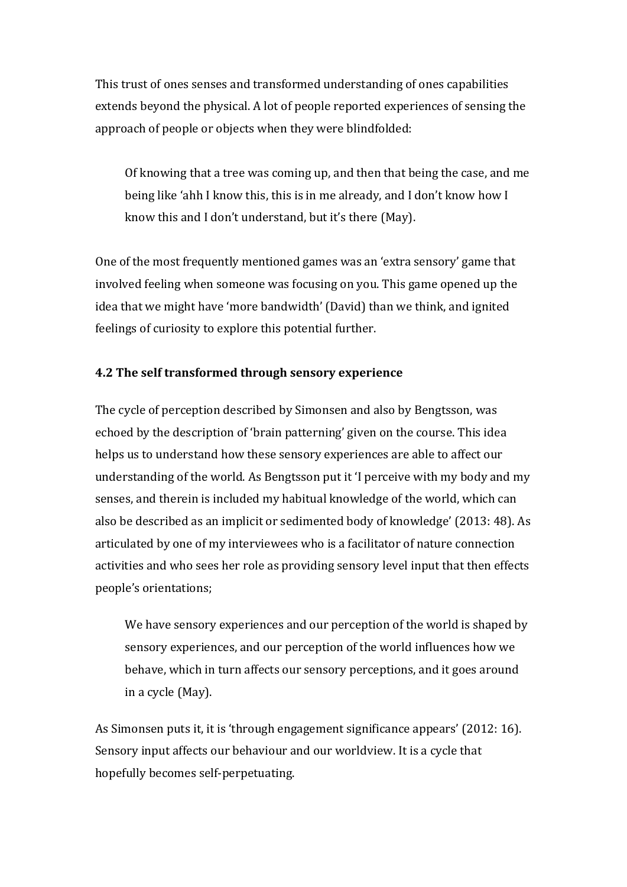This trust of ones senses and transformed understanding of ones capabilities extends beyond the physical. A lot of people reported experiences of sensing the approach of people or objects when they were blindfolded:

> Of knowing that a tree was coming up, and then that being the case, and me being like 'ahh I know this, this is in me already, and I don't know how I know this and I don't understand, but it's there (May).

One of the most frequently mentioned games was an 'extra sensory' game that involved feeling when someone was focusing on you. This game opened up the idea that we might have 'more bandwidth' (David) than we think, and ignited feelings of curiosity to explore this potential further.

### 4.2 The self transformed through sensory experience

The cycle of perception described by Simonsen and also by Bengtsson, was echoed by the description of 'brain patterning' given on the course. This idea helps us to understand how these sensory experiences are able to affect our understanding of the world. As Bengtsson put it 'I perceive with my body and my senses, and therein is included my habitual knowledge of the world, which can also be described as an implicit or sedimented body of knowledge' (2013: 48). As articulated by one of my interviewees who is a facilitator of nature connection activities and who sees her role as providing sensory level input that then effects people's orientations;

> We have sensory experiences and our perception of the world is shaped by sensory experiences, and our perception of the world influences how we behave, which in turn affects our sensory perceptions, and it goes around in a cycle (May).

As Simonsen puts it, it is 'through engagement significance appears' (2012: 16). Sensory input affects our behaviour and our worldview. It is a cycle that hopefully becomes self-perpetuating.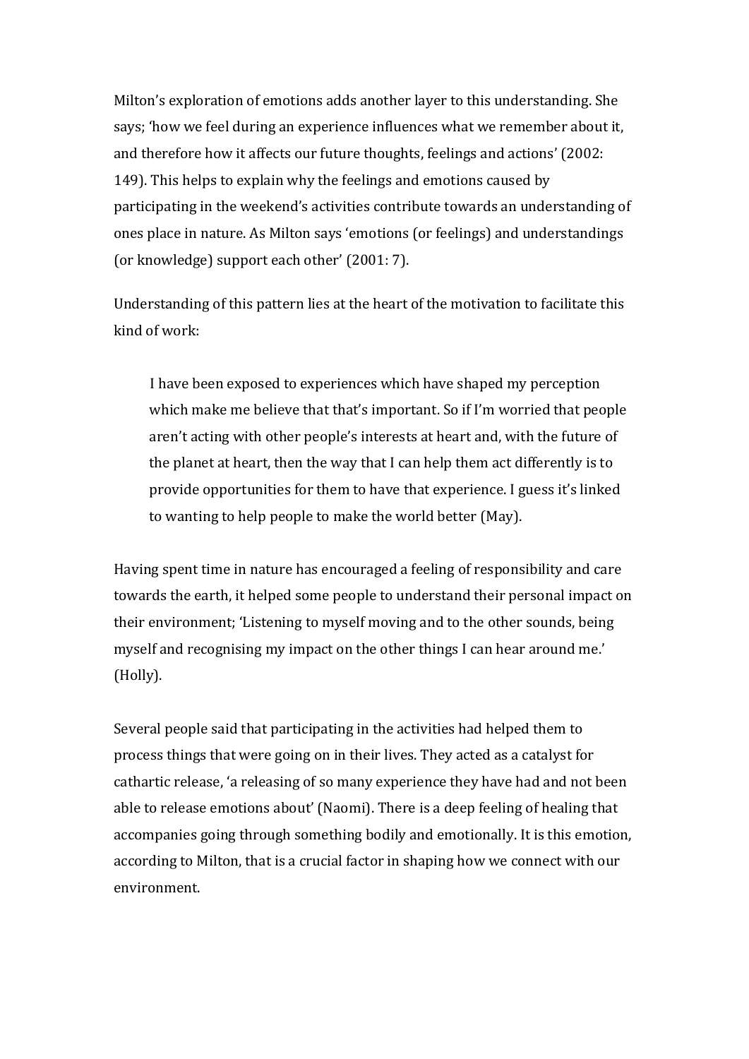Milton's exploration of emotions adds another layer to this understanding. She says; 'how we feel during an experience influences what we remember about it, and therefore how it affects our future thoughts, feelings and actions' (2002: 149). This helps to explain why the feelings and emotions caused by participating in the weekend's activities contribute towards an understanding of ones place in nature. As Milton says 'emotions (or feelings) and understandings (or knowledge) support each other' (2001: 7).

Understanding of this pattern lies at the heart of the motivation to facilitate this kind of work:

> I have been exposed to experiences which have shaped my perception which make me believe that that's important. So if I'm worried that people aren't acting with other people's interests at heart and, with the future of the planet at heart, then the way that I can help them act differently is to provide opportunities for them to have that experience. I guess it's linked to wanting to help people to make the world better (May).

Having spent time in nature has encouraged a feeling of responsibility and care towards the earth, it helped some people to understand their personal impact on their environment; 'Listening to myself moving and to the other sounds, being myself and recognising my impact on the other things I can hear around me.' (Holly).

Several people said that participating in the activities had helped them to process things that were going on in their lives. They acted as a catalyst for cathartic release, 'a releasing of so many experience they have had and not been able to release emotions about' (Naomi). There is a deep feeling of healing that accompanies going through something bodily and emotionally. It is this emotion, according to Milton, that is a crucial factor in shaping how we connect with our environment.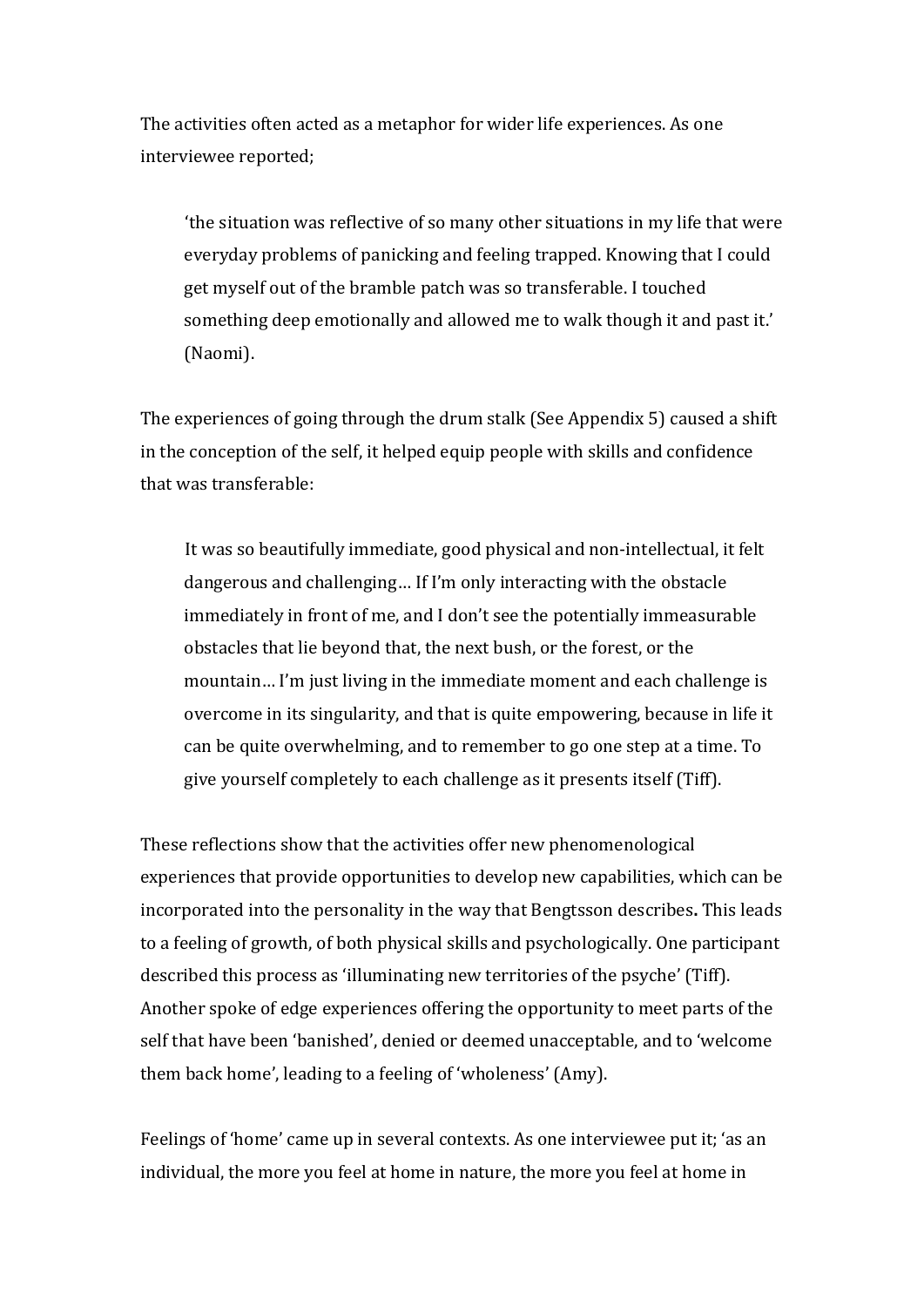The activities often acted as a metaphor for wider life experiences. As one interviewee reported;

> 'the situation was reflective of so many other situations in my life that were everyday problems of panicking and feeling trapped. Knowing that I could get myself out of the bramble patch was so transferable. I touched something deep emotionally and allowed me to walk though it and past it.' (Naomi).

The experiences of going through the drum stalk (See Appendix 5) caused a shift in the conception of the self, it helped equip people with skills and confidence that was transferable:

> It was so beautifully immediate, good physical and non-intellectual, it felt dangerous and challenging… If I'm only interacting with the obstacle immediately in front of me, and I don't see the potentially immeasurable obstacles that lie beyond that, the next bush, or the forest, or the mountain… I'm just living in the immediate moment and each challenge is overcome in its singularity, and that is quite empowering, because in life it can be quite overwhelming, and to remember to go one step at a time. To give yourself completely to each challenge as it presents itself (Tiff).

These reflections show that the activities offer new phenomenological experiences that provide opportunities to develop new capabilities, which can be incorporated into the personality in the way that Bengtsson describes**.** This leads to a feeling of growth, of both physical skills and psychologically. One participant described this process as 'illuminating new territories of the psyche' (Tiff). Another spoke of edge experiences offering the opportunity to meet parts of the self that have been 'banished', denied or deemed unacceptable, and to 'welcome them back home', leading to a feeling of 'wholeness' (Amy).

Feelings of 'home' came up in several contexts. As one interviewee put it; 'as an individual, the more you feel at home in nature, the more you feel at home in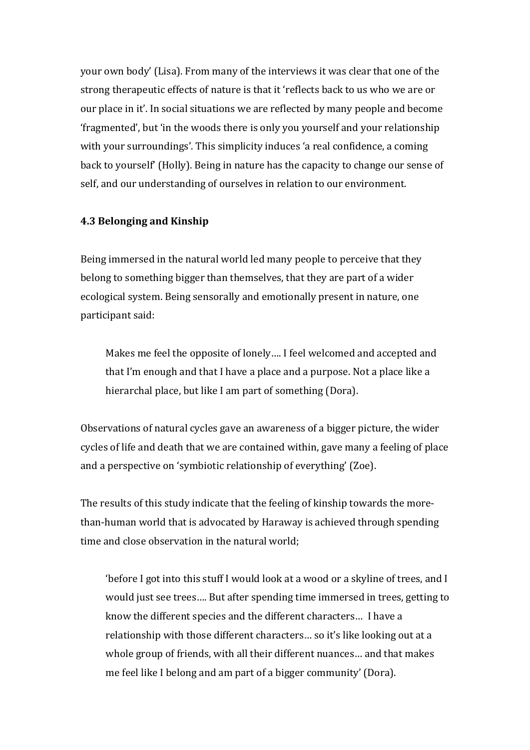your own body' (Lisa). From many of the interviews it was clear that one of the strong therapeutic effects of nature is that it 'reflects back to us who we are or our place in it'. In social situations we are reflected by many people and become 'fragmented', but 'in the woods there is only you yourself and your relationship with your surroundings'. This simplicity induces 'a real confidence, a coming back to yourself' (Holly). Being in nature has the capacity to change our sense of self, and our understanding of ourselves in relation to our environment.

### 4.3 Belonging and Kinship

Being immersed in the natural world led many people to perceive that they belong to something bigger than themselves, that they are part of a wider ecological system. Being sensorally and emotionally present in nature, one participant said:

> Makes me feel the opposite of lonely…. I feel welcomed and accepted and that I'm enough and that I have a place and a purpose. Not a place like a hierarchal place, but like I am part of something (Dora).

Observations of natural cycles gave an awareness of a bigger picture, the wider cycles of life and death that we are contained within, gave many a feeling of place and a perspective on 'symbiotic relationship of everything' (Zoe).

The results of this study indicate that the feeling of kinship towards the more-than-human world that is advocated by Haraway is achieved through spending time and close observation in the natural world;

> 'before I got into this stuff I would look at a wood or a skyline of trees, and I would just see trees…. But after spending time immersed in trees, getting to know the different species and the different characters… I have a relationship with those different characters… so it's like looking out at a whole group of friends, with all their different nuances… and that makes me feel like I belong and am part of a bigger community' (Dora).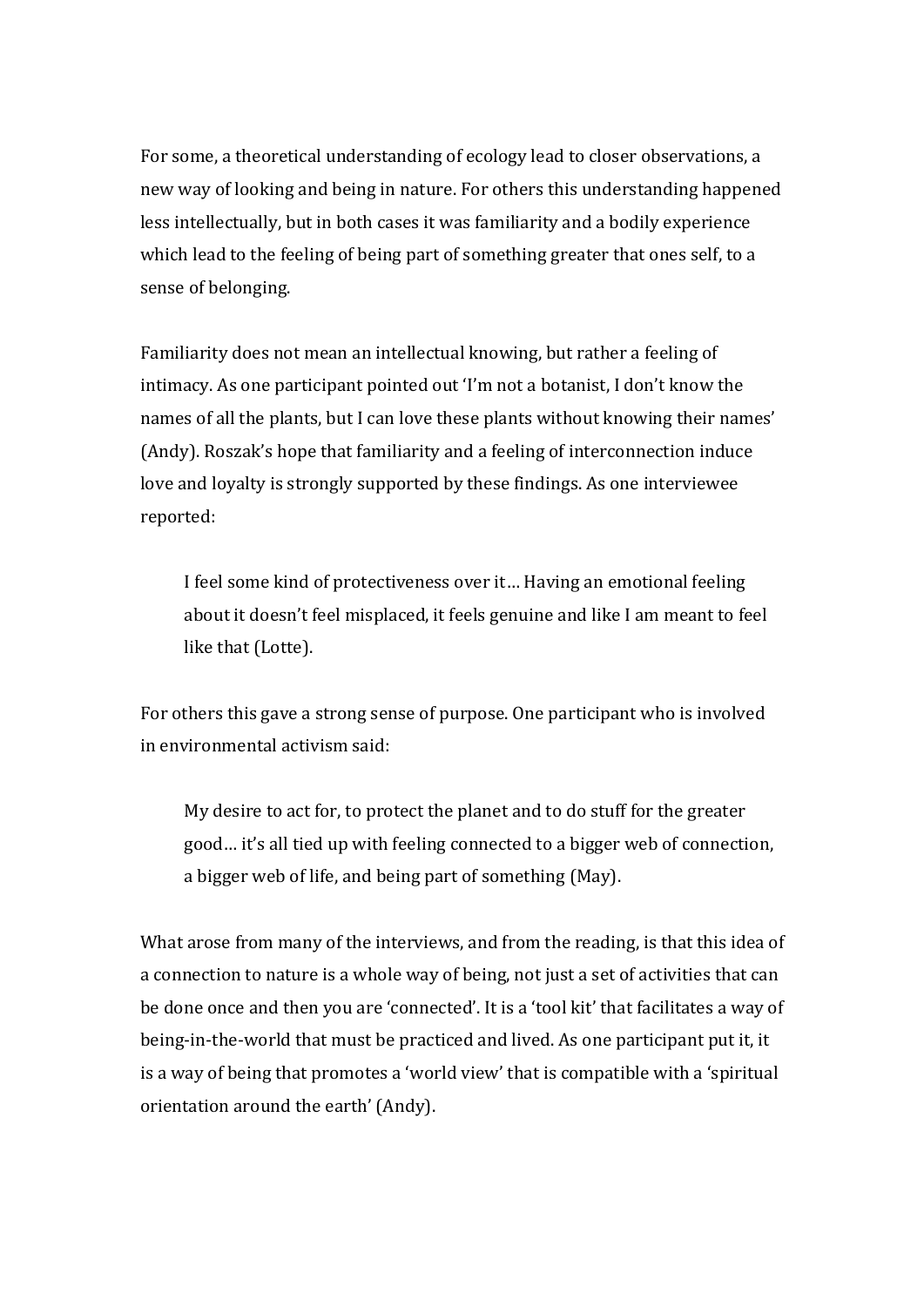For some, a theoretical understanding of ecology lead to closer observations, a new way of looking and being in nature. For others this understanding happened less intellectually, but in both cases it was familiarity and a bodily experience which lead to the feeling of being part of something greater that ones self, to a sense of belonging.

Familiarity does not mean an intellectual knowing, but rather a feeling of intimacy. As one participant pointed out 'I'm not a botanist, I don't know the names of all the plants, but I can love these plants without knowing their names' (Andy). Roszak's hope that familiarity and a feeling of interconnection induce love and loyalty is strongly supported by these findings. As one interviewee reported:

> I feel some kind of protectiveness over it… Having an emotional feeling about it doesn't feel misplaced, it feels genuine and like I am meant to feel like that (Lotte).

For others this gave a strong sense of purpose. One participant who is involved in environmental activism said:

> My desire to act for, to protect the planet and to do stuff for the greater good… it's all tied up with feeling connected to a bigger web of connection, a bigger web of life, and being part of something (May).

What arose from many of the interviews, and from the reading, is that this idea of a connection to nature is a whole way of being, not just a set of activities that can be done once and then you are 'connected'. It is a 'tool kit' that facilitates a way of being-in-the-world that must be practiced and lived. As one participant put it, it is a way of being that promotes a 'world view' that is compatible with a 'spiritual orientation around the earth' (Andy).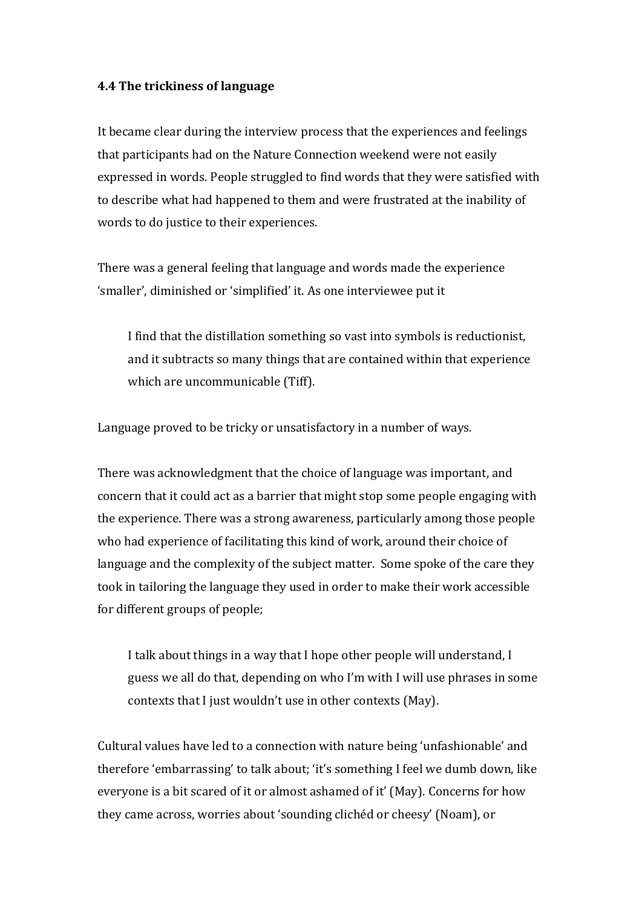### 4.4 The trickiness of language

It became clear during the interview process that the experiences and feelings that participants had on the Nature Connection weekend were not easily expressed in words. People struggled to find words that they were satisfied with to describe what had happened to them and were frustrated at the inability of words to do justice to their experiences.

There was a general feeling that language and words made the experience 'smaller', diminished or 'simplified' it. As one interviewee put it

> I find that the distillation something so vast into symbols is reductionist, and it subtracts so many things that are contained within that experience which are uncommunicable (Tiff).

Language proved to be tricky or unsatisfactory in a number of ways.

There was acknowledgment that the choice of language was important, and concern that it could act as a barrier that might stop some people engaging with the experience. There was a strong awareness, particularly among those people who had experience of facilitating this kind of work, around their choice of language and the complexity of the subject matter. Some spoke of the care they took in tailoring the language they used in order to make their work accessible for different groups of people;

> I talk about things in a way that I hope other people will understand, I guess we all do that, depending on who I'm with I will use phrases in some contexts that I just wouldn't use in other contexts (May).

Cultural values have led to a connection with nature being 'unfashionable' and therefore 'embarrassing' to talk about; 'it's something I feel we dumb down, like everyone is a bit scared of it or almost ashamed of it' (May). Concerns for how they came across, worries about 'sounding clichéd or cheesy' (Noam), or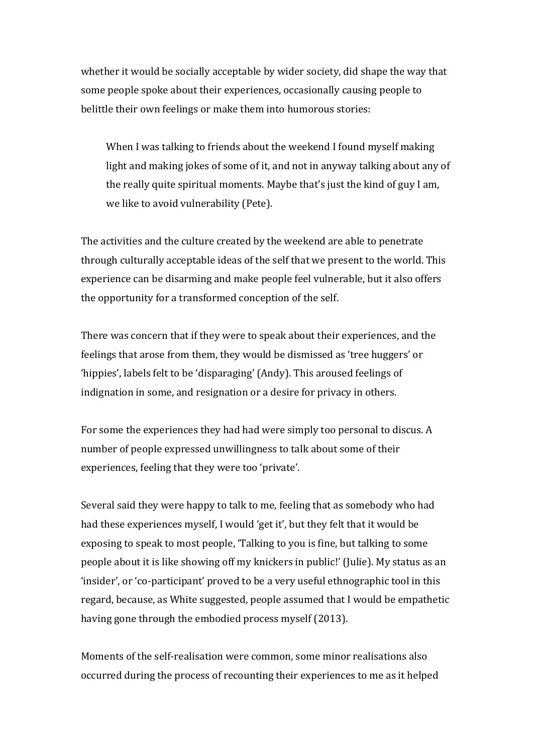whether it would be socially acceptable by wider society, did shape the way that some people spoke about their experiences, occasionally causing people to belittle their own feelings or make them into humorous stories:

> When I was talking to friends about the weekend I found myself making light and making jokes of some of it, and not in anyway talking about any of the really quite spiritual moments. Maybe that's just the kind of guy I am, we like to avoid vulnerability (Pete).

The activities and the culture created by the weekend are able to penetrate through culturally acceptable ideas of the self that we present to the world. This experience can be disarming and make people feel vulnerable, but it also offers the opportunity for a transformed conception of the self.

There was concern that if they were to speak about their experiences, and the feelings that arose from them, they would be dismissed as 'tree huggers' or 'hippies', labels felt to be 'disparaging' (Andy). This aroused feelings of indignation in some, and resignation or a desire for privacy in others.

For some the experiences they had had were simply too personal to discus. A number of people expressed unwillingness to talk about some of their experiences, feeling that they were too 'private'.

Several said they were happy to talk to me, feeling that as somebody who had had these experiences myself, I would 'get it', but they felt that it would be exposing to speak to most people, 'Talking to you is fine, but talking to some people about it is like showing off my knickers in public!' (Julie). My status as an 'insider', or 'co-participant' proved to be a very useful ethnographic tool in this regard, because, as White suggested, people assumed that I would be empathetic having gone through the embodied process myself (2013).

Moments of the self-realisation were common, some minor realisations also occurred during the process of recounting their experiences to me as it helped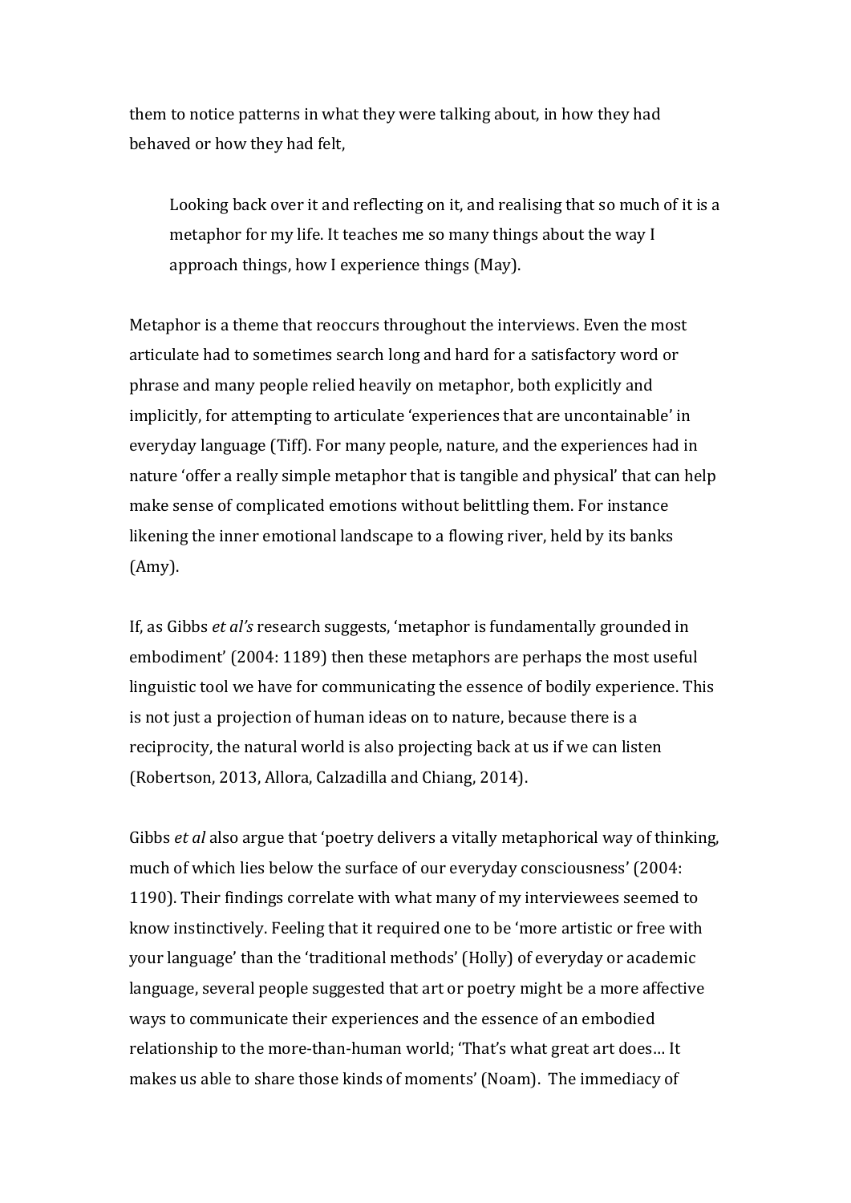them to notice patterns in what they were talking about, in how they had behaved or how they had felt,

> Looking back over it and reflecting on it, and realising that so much of it is a metaphor for my life. It teaches me so many things about the way I approach things, how I experience things (May).

Metaphor is a theme that reoccurs throughout the interviews. Even the most articulate had to sometimes search long and hard for a satisfactory word or phrase and many people relied heavily on metaphor, both explicitly and implicitly, for attempting to articulate 'experiences that are uncontainable' in everyday language (Tiff). For many people, nature, and the experiences had in nature 'offer a really simple metaphor that is tangible and physical' that can help make sense of complicated emotions without belittling them. For instance likening the inner emotional landscape to a flowing river, held by its banks (Amy).

If, as Gibbs *et al's* research suggests, 'metaphor is fundamentally grounded in embodiment' (2004: 1189) then these metaphors are perhaps the most useful linguistic tool we have for communicating the essence of bodily experience. This is not just a projection of human ideas on to nature, because there is a reciprocity, the natural world is also projecting back at us if we can listen (Robertson, 2013, Allora, Calzadilla and Chiang, 2014).

Gibbs *et al* also argue that 'poetry delivers a vitally metaphorical way of thinking, much of which lies below the surface of our everyday consciousness' (2004: 1190). Their findings correlate with what many of my interviewees seemed to know instinctively. Feeling that it required one to be 'more artistic or free with your language' than the 'traditional methods' (Holly) of everyday or academic language, several people suggested that art or poetry might be a more affective ways to communicate their experiences and the essence of an embodied relationship to the more-than-human world; 'That's what great art does… It makes us able to share those kinds of moments' (Noam). The immediacy of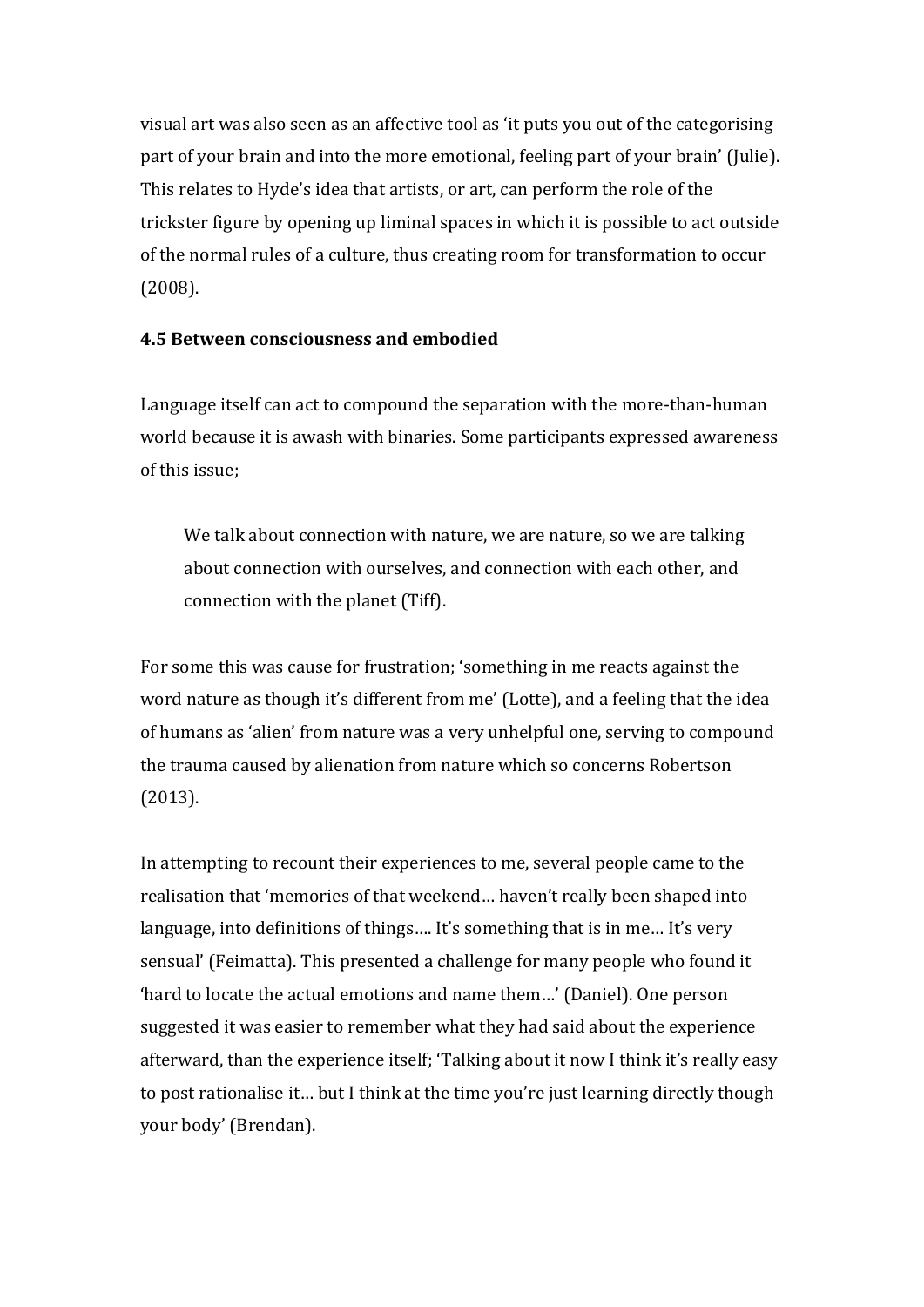visual art was also seen as an affective tool as 'it puts you out of the categorising part of your brain and into the more emotional, feeling part of your brain' (Julie). This relates to Hyde's idea that artists, or art, can perform the role of the trickster figure by opening up liminal spaces in which it is possible to act outside of the normal rules of a culture, thus creating room for transformation to occur (2008).

### 4.5 Between consciousness and embodied

Language itself can act to compound the separation with the more-than-human world because it is awash with binaries. Some participants expressed awareness of this issue;

> We talk about connection with nature, we are nature, so we are talking about connection with ourselves, and connection with each other, and connection with the planet (Tiff).

For some this was cause for frustration; 'something in me reacts against the word nature as though it's different from me' (Lotte), and a feeling that the idea of humans as 'alien' from nature was a very unhelpful one, serving to compound the trauma caused by alienation from nature which so concerns Robertson (2013).

In attempting to recount their experiences to me, several people came to the realisation that 'memories of that weekend… haven't really been shaped into language, into definitions of things…. It's something that is in me… It's very sensual' (Feimatta). This presented a challenge for many people who found it 'hard to locate the actual emotions and name them…' (Daniel). One person suggested it was easier to remember what they had said about the experience afterward, than the experience itself; 'Talking about it now I think it's really easy to post rationalise it… but I think at the time you're just learning directly though your body' (Brendan).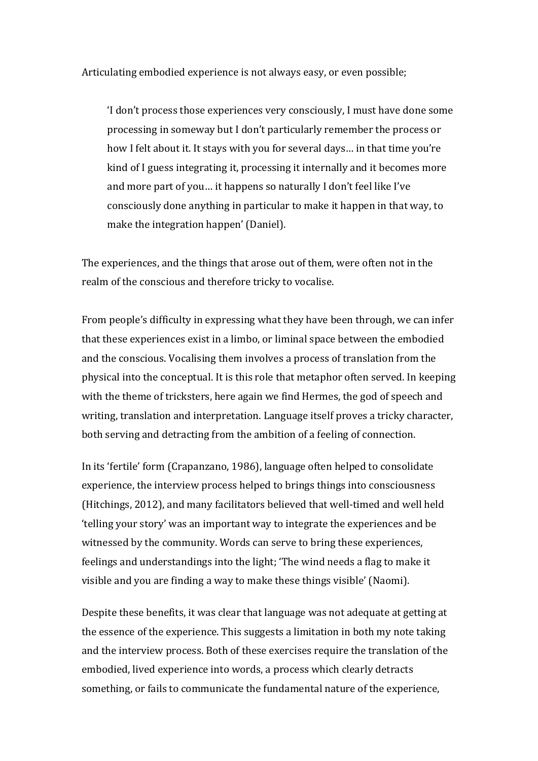Articulating embodied experience is not always easy, or even possible;

> 'I don't process those experiences very consciously, I must have done some processing in someway but I don't particularly remember the process or how I felt about it. It stays with you for several days… in that time you're kind of I guess integrating it, processing it internally and it becomes more and more part of you… it happens so naturally I don't feel like I've consciously done anything in particular to make it happen in that way, to make the integration happen' (Daniel).

The experiences, and the things that arose out of them, were often not in the realm of the conscious and therefore tricky to vocalise.

From people's difficulty in expressing what they have been through, we can infer that these experiences exist in a limbo, or liminal space between the embodied and the conscious. Vocalising them involves a process of translation from the physical into the conceptual. It is this role that metaphor often served. In keeping with the theme of tricksters, here again we find Hermes, the god of speech and writing, translation and interpretation. Language itself proves a tricky character, both serving and detracting from the ambition of a feeling of connection.

In its 'fertile' form (Crapanzano, 1986), language often helped to consolidate experience, the interview process helped to brings things into consciousness (Hitchings, 2012), and many facilitators believed that well-timed and well held 'telling your story' was an important way to integrate the experiences and be witnessed by the community. Words can serve to bring these experiences, feelings and understandings into the light; 'The wind needs a flag to make it visible and you are finding a way to make these things visible' (Naomi).

Despite these benefits, it was clear that language was not adequate at getting at the essence of the experience. This suggests a limitation in both my note taking and the interview process. Both of these exercises require the translation of the embodied, lived experience into words, a process which clearly detracts something, or fails to communicate the fundamental nature of the experience,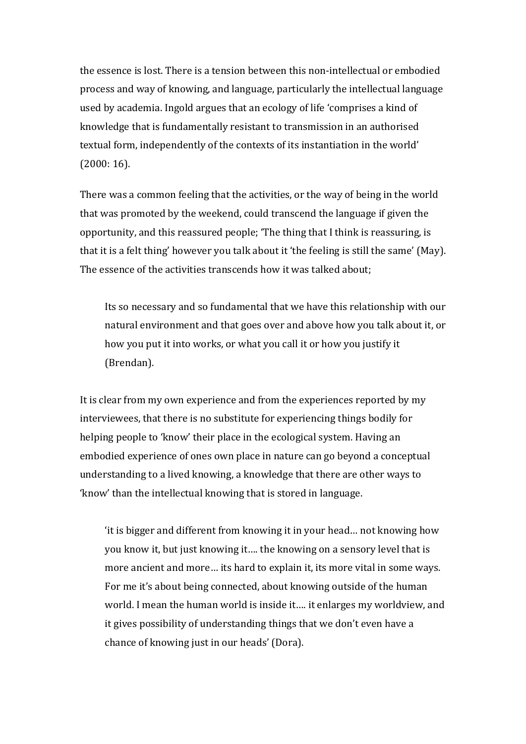the essence is lost. There is a tension between this non-intellectual or embodied process and way of knowing, and language, particularly the intellectual language used by academia. Ingold argues that an ecology of life 'comprises a kind of knowledge that is fundamentally resistant to transmission in an authorised textual form, independently of the contexts of its instantiation in the world' (2000: 16).

There was a common feeling that the activities, or the way of being in the world that was promoted by the weekend, could transcend the language if given the opportunity, and this reassured people; 'The thing that I think is reassuring, is that it is a felt thing' however you talk about it 'the feeling is still the same' (May). The essence of the activities transcends how it was talked about;

> Its so necessary and so fundamental that we have this relationship with our natural environment and that goes over and above how you talk about it, or how you put it into works, or what you call it or how you justify it (Brendan).

It is clear from my own experience and from the experiences reported by my interviewees, that there is no substitute for experiencing things bodily for helping people to 'know' their place in the ecological system. Having an embodied experience of ones own place in nature can go beyond a conceptual understanding to a lived knowing, a knowledge that there are other ways to 'know' than the intellectual knowing that is stored in language.

> 'it is bigger and different from knowing it in your head… not knowing how you know it, but just knowing it…. the knowing on a sensory level that is more ancient and more… its hard to explain it, its more vital in some ways. For me it's about being connected, about knowing outside of the human world. I mean the human world is inside it…. it enlarges my worldview, and it gives possibility of understanding things that we don't even have a chance of knowing just in our heads' (Dora).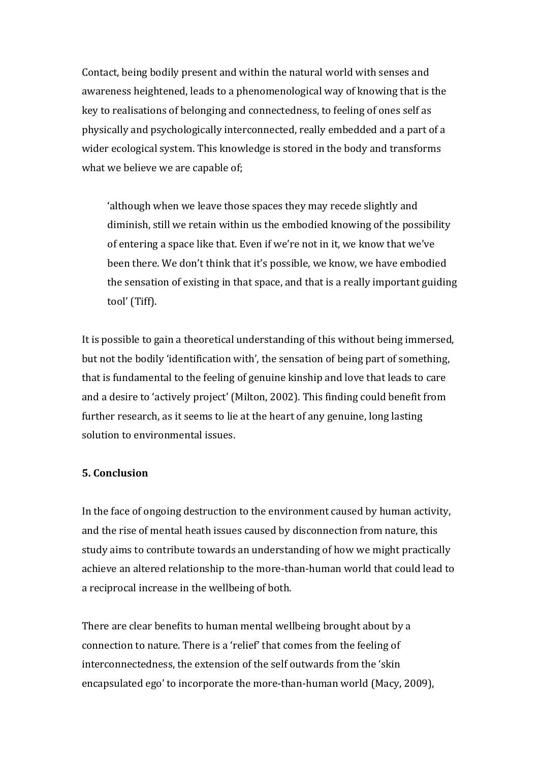Contact, being bodily present and within the natural world with senses and awareness heightened, leads to a phenomenological way of knowing that is the key to realisations of belonging and connectedness, to feeling of ones self as physically and psychologically interconnected, really embedded and a part of a wider ecological system. This knowledge is stored in the body and transforms what we believe we are capable of;

> 'although when we leave those spaces they may recede slightly and diminish, still we retain within us the embodied knowing of the possibility of entering a space like that. Even if we're not in it, we know that we've been there. We don't think that it's possible, we know, we have embodied the sensation of existing in that space, and that is a really important guiding tool' (Tiff).

It is possible to gain a theoretical understanding of this without being immersed, but not the bodily 'identification with', the sensation of being part of something, that is fundamental to the feeling of genuine kinship and love that leads to care and a desire to 'actively project' (Milton, 2002). This finding could benefit from further research, as it seems to lie at the heart of any genuine, long lasting solution to environmental issues.

## 5. Conclusion

In the face of ongoing destruction to the environment caused by human activity, and the rise of mental heath issues caused by disconnection from nature, this study aims to contribute towards an understanding of how we might practically achieve an altered relationship to the more-than-human world that could lead to a reciprocal increase in the wellbeing of both.

There are clear benefits to human mental wellbeing brought about by a connection to nature. There is a 'relief' that comes from the feeling of interconnectedness, the extension of the self outwards from the 'skin encapsulated ego' to incorporate the more-than-human world (Macy, 2009),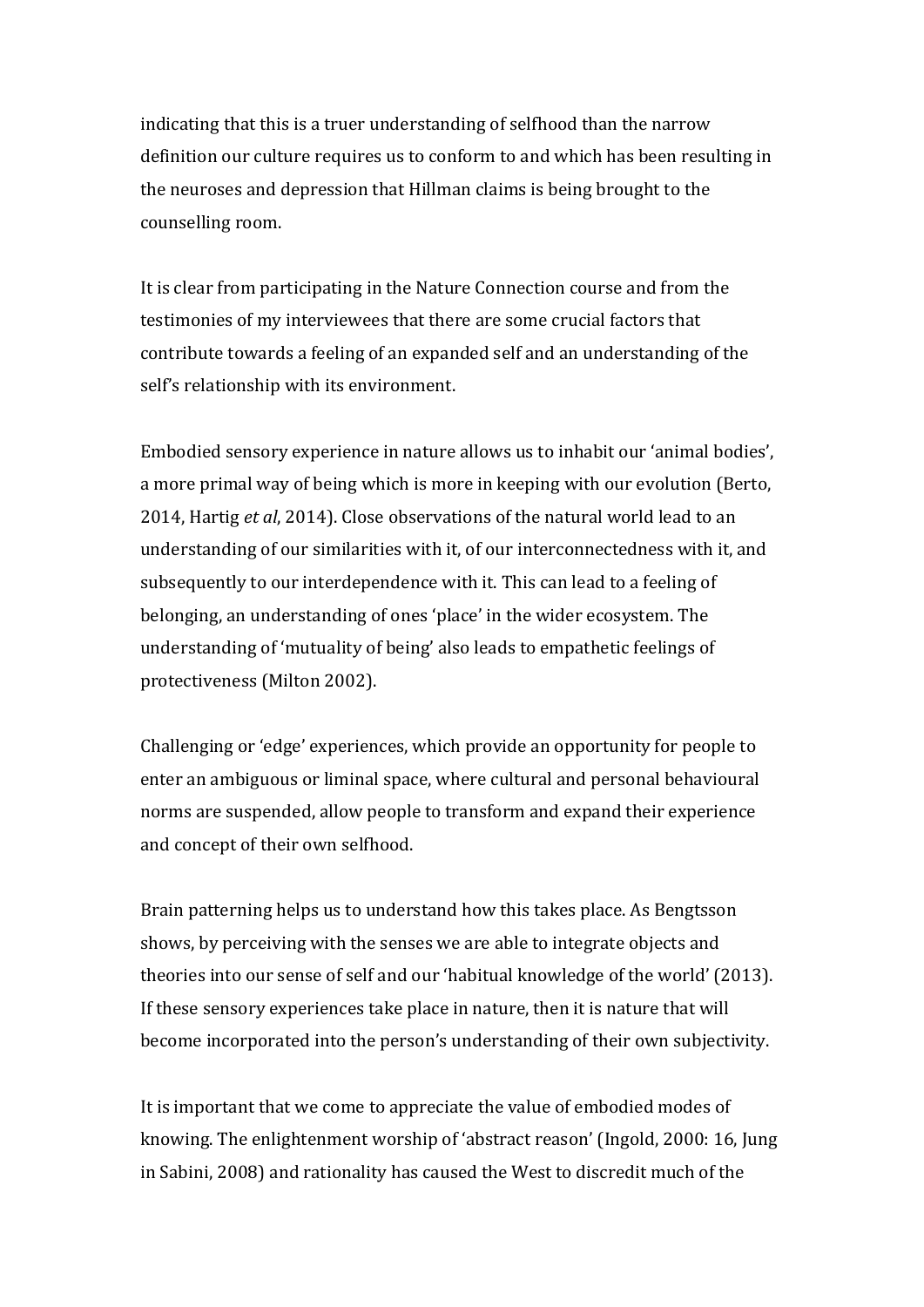indicating that this is a truer understanding of selfhood than the narrow definition our culture requires us to conform to and which has been resulting in the neuroses and depression that Hillman claims is being brought to the counselling room.

It is clear from participating in the Nature Connection course and from the testimonies of my interviewees that there are some crucial factors that contribute towards a feeling of an expanded self and an understanding of the self's relationship with its environment.

Embodied sensory experience in nature allows us to inhabit our 'animal bodies', a more primal way of being which is more in keeping with our evolution (Berto, 2014, Hartig *et al*, 2014). Close observations of the natural world lead to an understanding of our similarities with it, of our interconnectedness with it, and subsequently to our interdependence with it. This can lead to a feeling of belonging, an understanding of ones 'place' in the wider ecosystem. The understanding of 'mutuality of being' also leads to empathetic feelings of protectiveness (Milton 2002).

Challenging or 'edge' experiences, which provide an opportunity for people to enter an ambiguous or liminal space, where cultural and personal behavioural norms are suspended, allow people to transform and expand their experience and concept of their own selfhood.

Brain patterning helps us to understand how this takes place. As Bengtsson shows, by perceiving with the senses we are able to integrate objects and theories into our sense of self and our 'habitual knowledge of the world' (2013). If these sensory experiences take place in nature, then it is nature that will become incorporated into the person's understanding of their own subjectivity.

It is important that we come to appreciate the value of embodied modes of knowing. The enlightenment worship of 'abstract reason' (Ingold, 2000: 16, Jung in Sabini, 2008) and rationality has caused the West to discredit much of the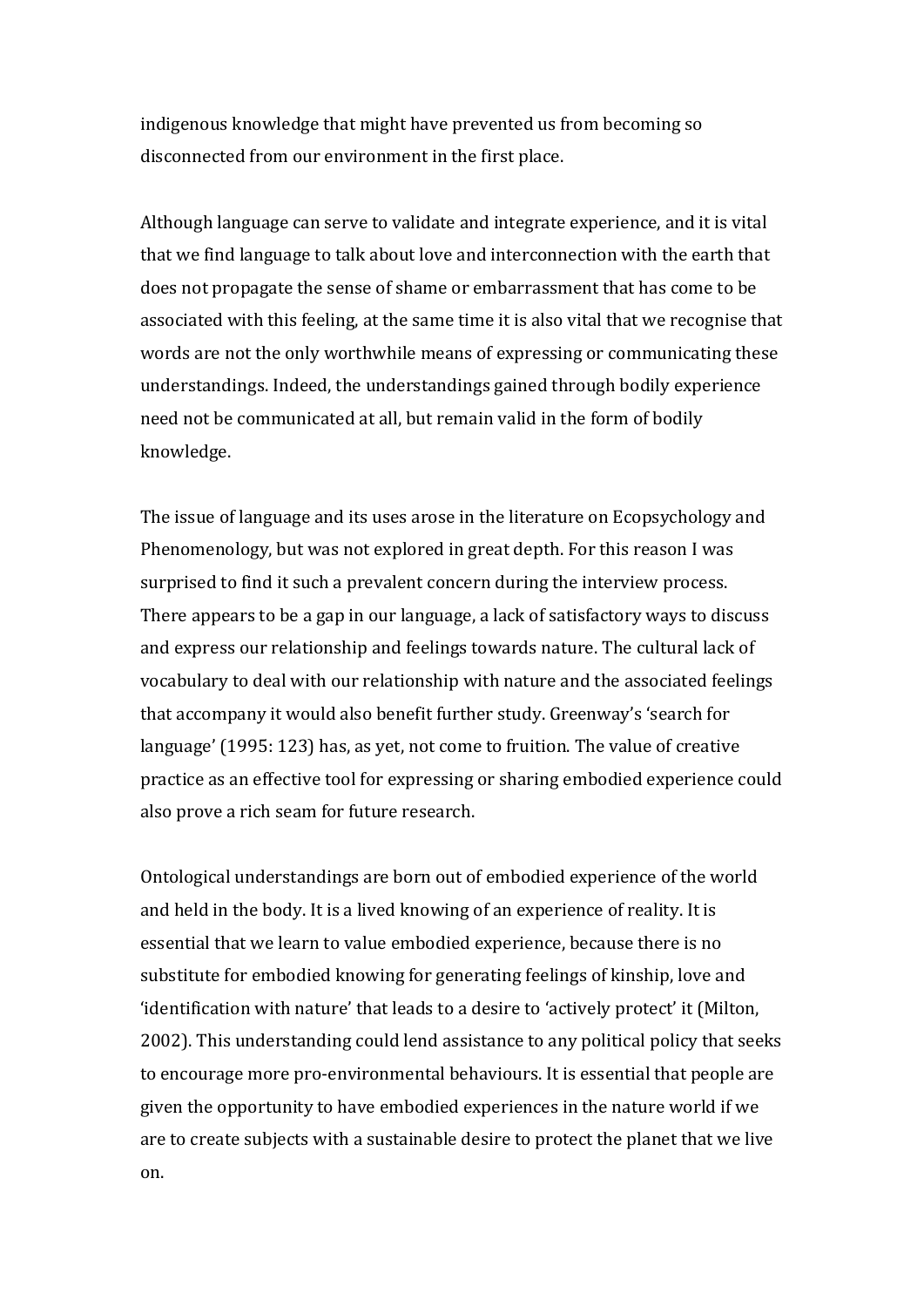indigenous knowledge that might have prevented us from becoming so disconnected from our environment in the first place.

Although language can serve to validate and integrate experience, and it is vital that we find language to talk about love and interconnection with the earth that does not propagate the sense of shame or embarrassment that has come to be associated with this feeling, at the same time it is also vital that we recognise that words are not the only worthwhile means of expressing or communicating these understandings. Indeed, the understandings gained through bodily experience need not be communicated at all, but remain valid in the form of bodily knowledge.

The issue of language and its uses arose in the literature on Ecopsychology and Phenomenology, but was not explored in great depth. For this reason I was surprised to find it such a prevalent concern during the interview process. There appears to be a gap in our language, a lack of satisfactory ways to discuss and express our relationship and feelings towards nature. The cultural lack of vocabulary to deal with our relationship with nature and the associated feelings that accompany it would also benefit further study. Greenway's 'search for language' (1995: 123) has, as yet, not come to fruition. The value of creative practice as an effective tool for expressing or sharing embodied experience could also prove a rich seam for future research.

Ontological understandings are born out of embodied experience of the world and held in the body. It is a lived knowing of an experience of reality. It is essential that we learn to value embodied experience, because there is no substitute for embodied knowing for generating feelings of kinship, love and 'identification with nature' that leads to a desire to 'actively protect' it (Milton, 2002). This understanding could lend assistance to any political policy that seeks to encourage more pro-environmental behaviours. It is essential that people are given the opportunity to have embodied experiences in the nature world if we are to create subjects with a sustainable desire to protect the planet that we live on.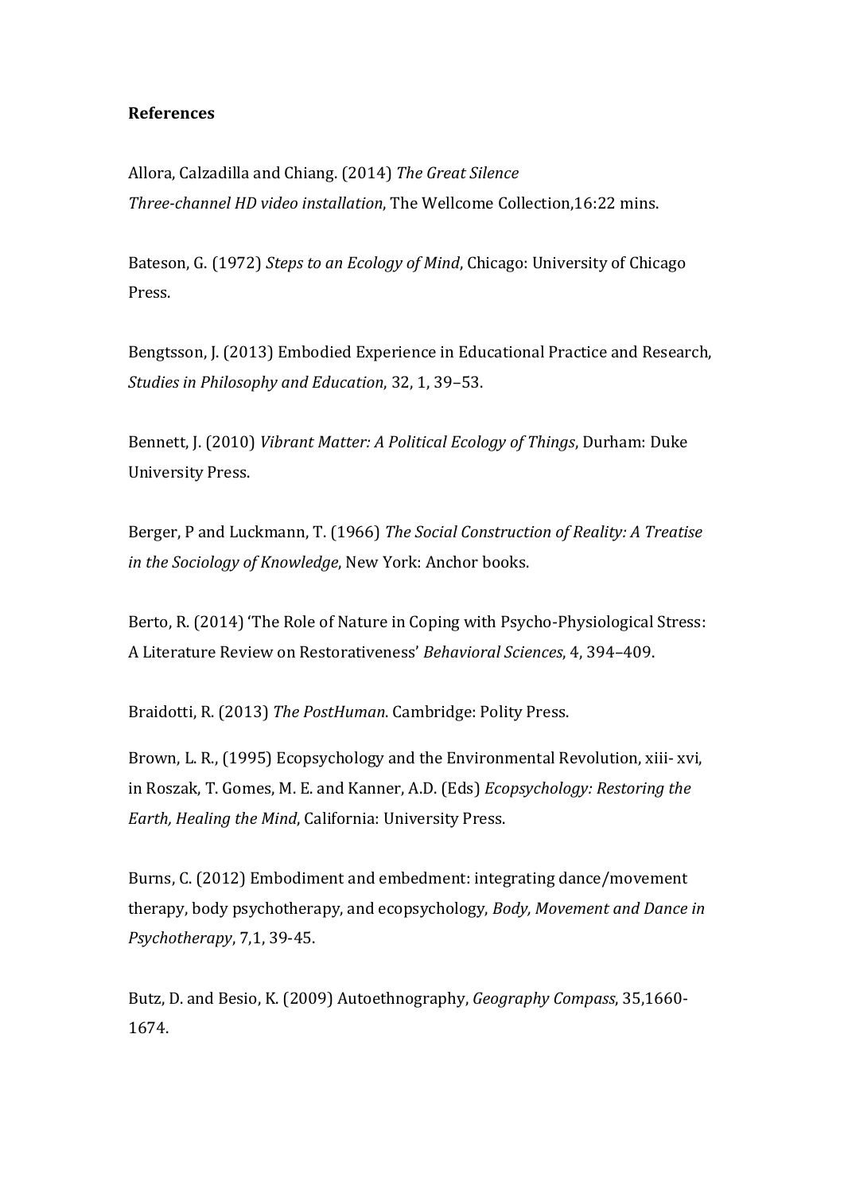**References**

Allora, Calzadilla and Chiang. (2014) *The Great Silence Three-channel HD video installation*, The Wellcome Collection,16:22 mins.

Bateson, G. (1972) *Steps to an Ecology of Mind*, Chicago: University of Chicago Press.

Bengtsson, J. (2013) Embodied Experience in Educational Practice and Research, *Studies in Philosophy and Education*, 32, 1, 39–53.

Bennett, J. (2010) *Vibrant Matter: A Political Ecology of Things*, Durham: Duke University Press.

Berger, P and Luckmann, T. (1966) *The Social Construction of Reality: A Treatise in the Sociology of Knowledge*, New York: Anchor books.

Berto, R. (2014) 'The Role of Nature in Coping with Psycho-Physiological Stress: A Literature Review on Restorativeness' *Behavioral Sciences*, 4, 394–409.

Braidotti, R. (2013) *The PostHuman*. Cambridge: Polity Press.

Brown, L. R., (1995) Ecopsychology and the Environmental Revolution, xiii- xvi, in Roszak, T. Gomes, M. E. and Kanner, A.D. (Eds) *Ecopsychology: Restoring the Earth, Healing the Mind*, California: University Press.

Burns, C. (2012) Embodiment and embedment: integrating dance/movement therapy, body psychotherapy, and ecopsychology, *Body, Movement and Dance in Psychotherapy*, 7,1, 39-45.

Butz, D. and Besio, K. (2009) Autoethnography, *Geography Compass*, 35,1660-1674.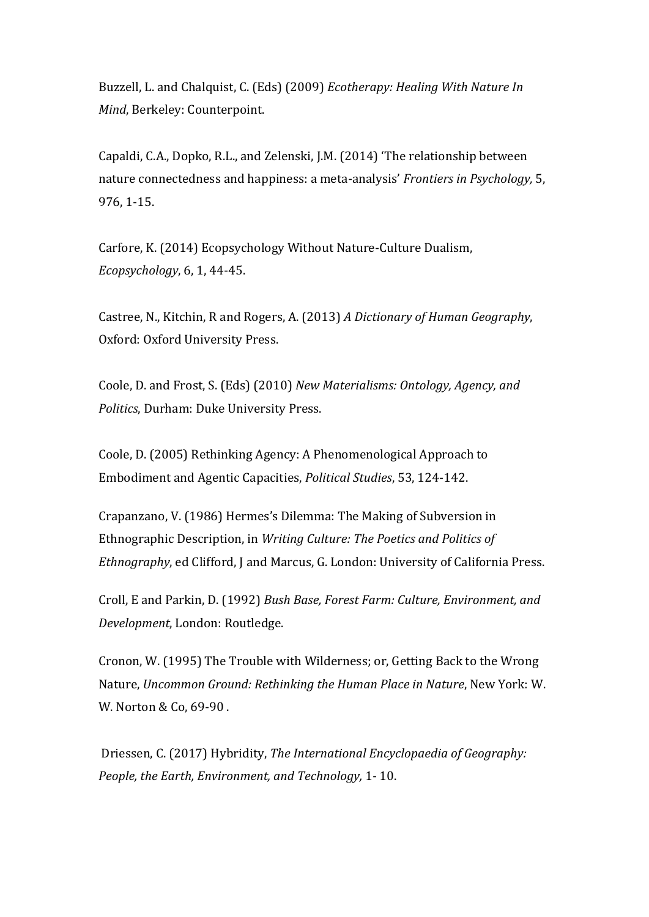Buzzell, L. and Chalquist, C. (Eds) (2009) *Ecotherapy: Healing With Nature In Mind*, Berkeley: Counterpoint.

Capaldi, C.A., Dopko, R.L., and Zelenski, J.M. (2014) 'The relationship between nature connectedness and happiness: a meta-analysis' *Frontiers in Psychology,* 5, 976, 1-15.

Carfore, K. (2014) Ecopsychology Without Nature-Culture Dualism, *Ecopsychology*, 6, 1, 44-45.

Castree, N., Kitchin, R and Rogers, A. (2013) *A Dictionary of Human Geography*, Oxford: Oxford University Press.

Coole, D. and Frost, S. (Eds) (2010) *New Materialisms: Ontology, Agency, and Politics*, Durham: Duke University Press.

Coole, D. (2005) Rethinking Agency: A Phenomenological Approach to Embodiment and Agentic Capacities, *Political Studies*, 53, 124-142.

Crapanzano, V. (1986) Hermes's Dilemma: The Making of Subversion in Ethnographic Description, in *Writing Culture: The Poetics and Politics of Ethnography*, ed Clifford, J and Marcus, G. London: University of California Press.

Croll, E and Parkin, D. (1992) *Bush Base, Forest Farm: Culture, Environment, and Development*, London: Routledge.

Cronon, W. (1995) The Trouble with Wilderness; or, Getting Back to the Wrong Nature, *Uncommon Ground: Rethinking the Human Place in Nature*, New York: W. W. Norton & Co, 69-90 .

Driessen, C. (2017) Hybridity, *The International Encyclopaedia of Geography: People, the Earth, Environment, and Technology,* 1- 10.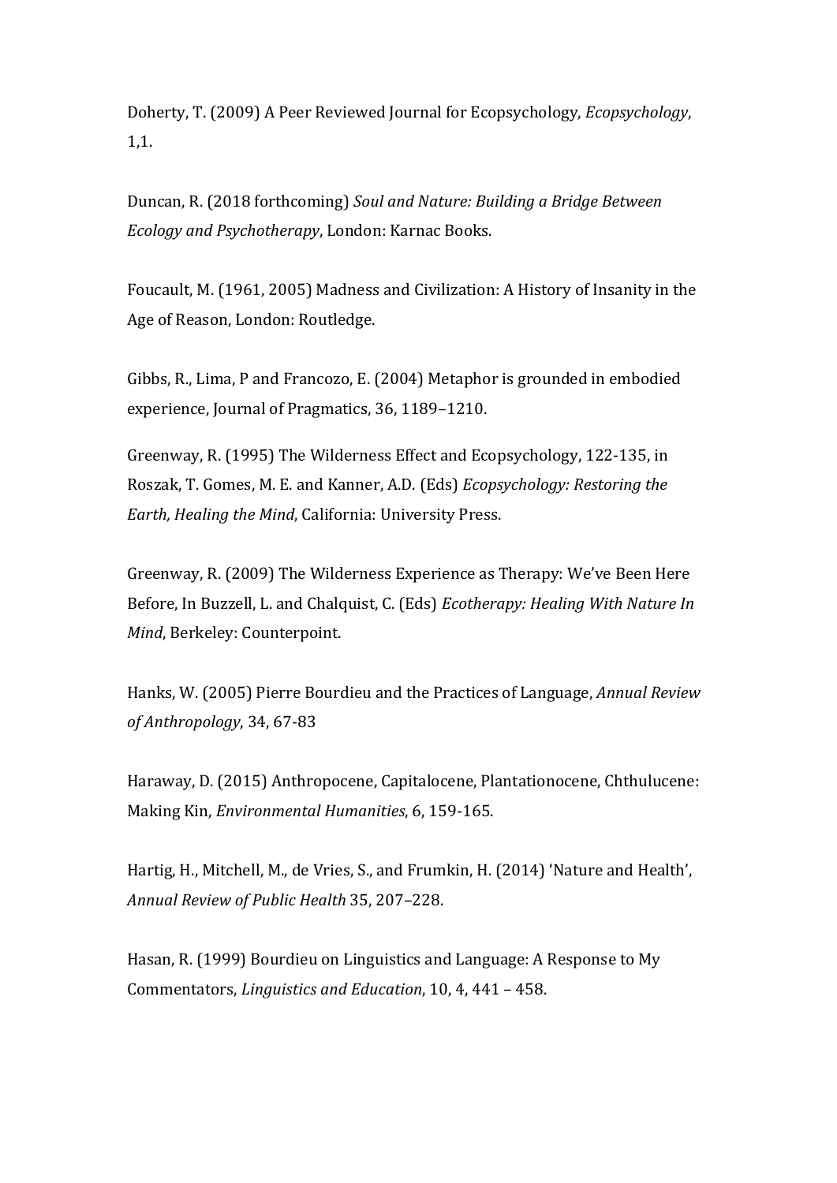Doherty, T. (2009) A Peer Reviewed Journal for Ecopsychology, *Ecopsychology*, 1,1.

Duncan, R. (2018 forthcoming) *Soul and Nature: Building a Bridge Between Ecology and Psychotherapy*, London: Karnac Books.

Foucault, M. (1961, 2005) Madness and Civilization: A History of Insanity in the Age of Reason, London: Routledge.

Gibbs, R., Lima, P and Francozo, E. (2004) Metaphor is grounded in embodied experience, Journal of Pragmatics, 36, 1189–1210.

Greenway, R. (1995) The Wilderness Effect and Ecopsychology, 122-135, in Roszak, T. Gomes, M. E. and Kanner, A.D. (Eds) *Ecopsychology: Restoring the Earth, Healing the Mind*, California: University Press.

Greenway, R. (2009) The Wilderness Experience as Therapy: We've Been Here Before, In Buzzell, L. and Chalquist, C. (Eds) *Ecotherapy: Healing With Nature In Mind*, Berkeley: Counterpoint.

Hanks, W. (2005) Pierre Bourdieu and the Practices of Language, *Annual Review of Anthropology*, 34, 67-83

Haraway, D. (2015) Anthropocene, Capitalocene, Plantationocene, Chthulucene: Making Kin, *Environmental Humanities*, 6, 159-165.

Hartig, H., Mitchell, M., de Vries, S., and Frumkin, H. (2014) 'Nature and Health', *Annual Review of Public Health* 35, 207–228.

Hasan, R. (1999) Bourdieu on Linguistics and Language: A Response to My Commentators, *Linguistics and Education*, 10, 4, 441 – 458.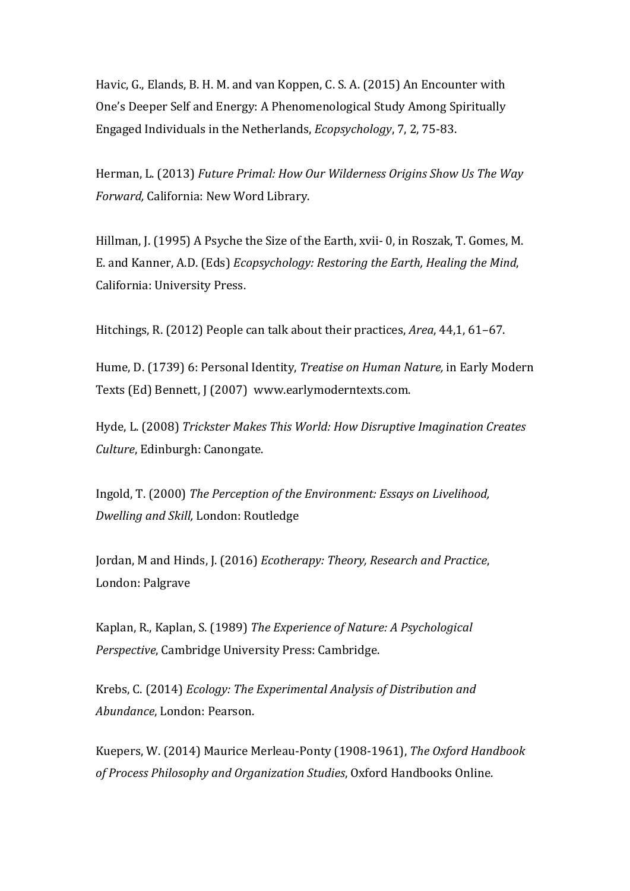Havic, G., Elands, B. H. M. and van Koppen, C. S. A. (2015) An Encounter with One's Deeper Self and Energy: A Phenomenological Study Among Spiritually Engaged Individuals in the Netherlands, *Ecopsychology*, 7, 2, 75-83.

Herman, L. (2013) *Future Primal: How Our Wilderness Origins Show Us The Way Forward,* California: New Word Library.

Hillman, J. (1995) A Psyche the Size of the Earth, xvii- 0, in Roszak, T. Gomes, M. E. and Kanner, A.D. (Eds) *Ecopsychology: Restoring the Earth, Healing the Mind*, California: University Press.

Hitchings, R. (2012) People can talk about their practices, *Area*, 44,1, 61–67.

Hume, D. (1739) 6: Personal Identity, *Treatise on Human Nature,* in Early Modern Texts (Ed) Bennett, J (2007) www.earlymoderntexts.com.

Hyde, L. (2008) *Trickster Makes This World: How Disruptive Imagination Creates Culture*, Edinburgh: Canongate.

Ingold, T. (2000) *The Perception of the Environment: Essays on Livelihood, Dwelling and Skill,* London: Routledge

Jordan, M and Hinds, J. (2016) *Ecotherapy: Theory, Research and Practice*, London: Palgrave

Kaplan, R., Kaplan, S. (1989) *The Experience of Nature: A Psychological Perspective*, Cambridge University Press: Cambridge.

Krebs, C. (2014) *Ecology: The Experimental Analysis of Distribution and Abundance*, London: Pearson.

Kuepers, W. (2014) Maurice Merleau-Ponty (1908-1961), *The Oxford Handbook of Process Philosophy and Organization Studies*, Oxford Handbooks Online.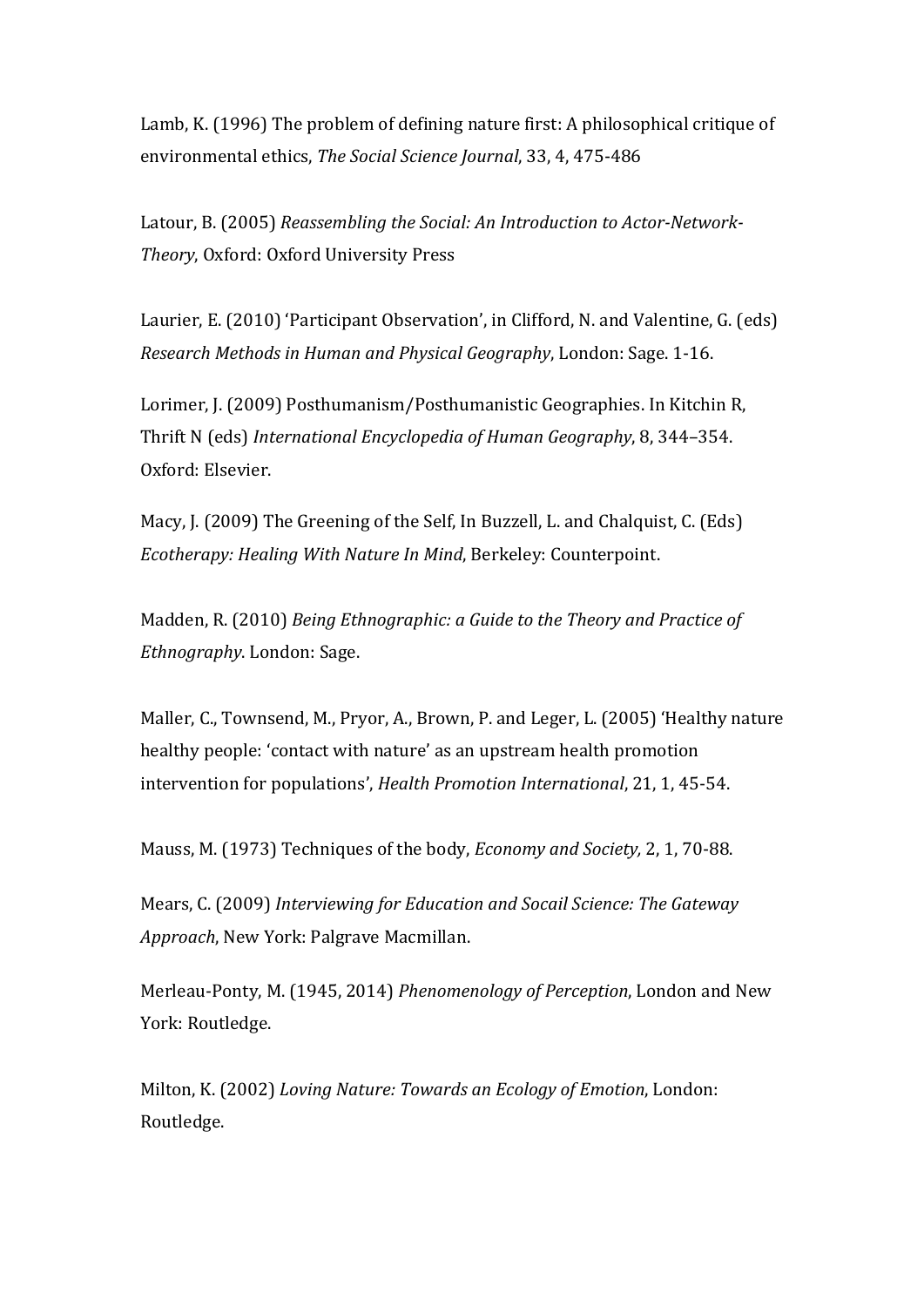Lamb, K. (1996) The problem of defining nature first: A philosophical critique of environmental ethics, *The Social Science Journal*, 33, 4, 475-486

Latour, B. (2005) *Reassembling the Social: An Introduction to Actor-Network-Theory*, Oxford: Oxford University Press

Laurier, E. (2010) 'Participant Observation', in Clifford, N. and Valentine, G. (eds) *Research Methods in Human and Physical Geography*, London: Sage. 1-16.

Lorimer, J. (2009) Posthumanism/Posthumanistic Geographies. In Kitchin R, Thrift N (eds) *International Encyclopedia of Human Geography*, 8, 344–354. Oxford: Elsevier.

Macy, J. (2009) The Greening of the Self, In Buzzell, L. and Chalquist, C. (Eds) *Ecotherapy: Healing With Nature In Mind*, Berkeley: Counterpoint.

Madden, R. (2010) *Being Ethnographic: a Guide to the Theory and Practice of Ethnography*. London: Sage.

Maller, C., Townsend, M., Pryor, A., Brown, P. and Leger, L. (2005) 'Healthy nature healthy people: 'contact with nature' as an upstream health promotion intervention for populations', *Health Promotion International*, 21, 1, 45-54.

Mauss, M. (1973) Techniques of the body, *Economy and Society,* 2, 1, 70-88.

Mears, C. (2009) *Interviewing for Education and Socail Science: The Gateway Approach*, New York: Palgrave Macmillan.

Merleau-Ponty, M. (1945, 2014) *Phenomenology of Perception*, London and New York: Routledge.

Milton, K. (2002) *Loving Nature: Towards an Ecology of Emotion*, London: Routledge.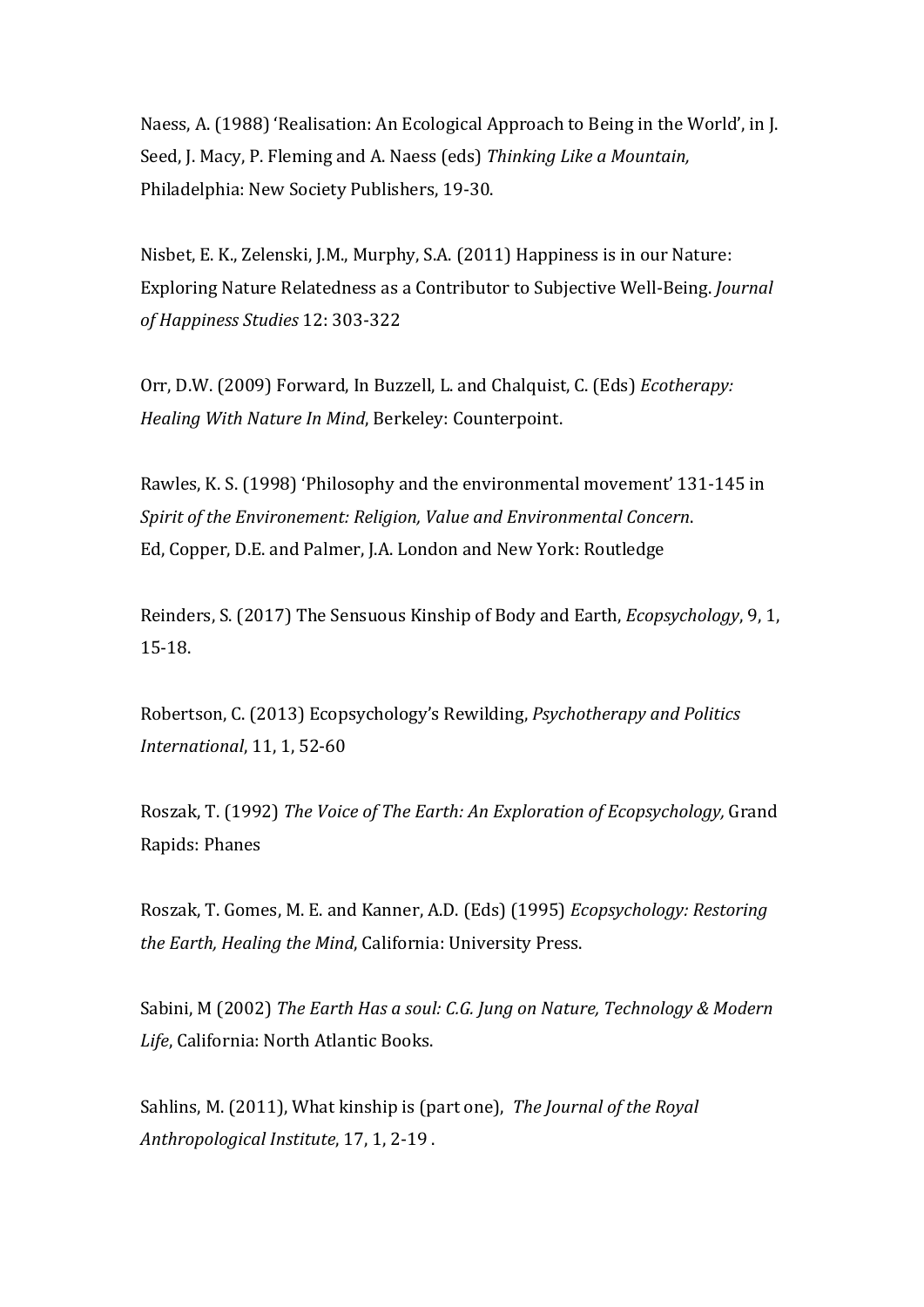Naess, A. (1988) ‘Realisation: An Ecological Approach to Being in the World’, in J. Seed, J. Macy, P. Fleming and A. Naess (eds) *Thinking Like a Mountain,* Philadelphia: New Society Publishers, 19-30.

Nisbet, E. K., Zelenski, J.M., Murphy, S.A. (2011) Happiness is in our Nature: Exploring Nature Relatedness as a Contributor to Subjective Well-Being. *Journal of Happiness Studies* 12: 303-322

Orr, D.W. (2009) Forward, In Buzzell, L. and Chalquist, C. (Eds) *Ecotherapy: Healing With Nature In Mind*, Berkeley: Counterpoint.

Rawles, K. S. (1998) ‘Philosophy and the environmental movement’ 131-145 in *Spirit of the Environement: Religion, Value and Environmental Concern*. Ed, Copper, D.E. and Palmer, J.A. London and New York: Routledge

Reinders, S. (2017) The Sensuous Kinship of Body and Earth, *Ecopsychology*, 9, 1, 15-18.

Robertson, C. (2013) Ecopsychology’s Rewilding, *Psychotherapy and Politics International*, 11, 1, 52-60

Roszak, T. (1992) *The Voice of The Earth: An Exploration of Ecopsychology,* Grand Rapids: Phanes

Roszak, T. Gomes, M. E. and Kanner, A.D. (Eds) (1995) *Ecopsychology: Restoring the Earth, Healing the Mind*, California: University Press.

Sabini, M (2002) *The Earth Has a soul: C.G. Jung on Nature, Technology & Modern Life*, California: North Atlantic Books.

Sahlins, M. (2011), What kinship is (part one), *The Journal of the Royal Anthropological Institute*, 17, 1, 2-19 .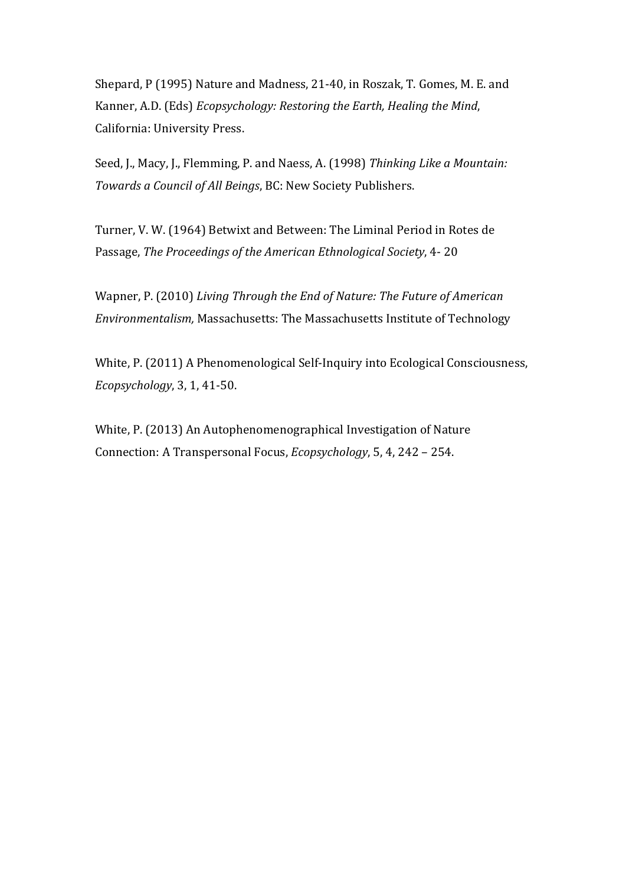Shepard, P (1995) Nature and Madness, 21-40, in Roszak, T. Gomes, M. E. and Kanner, A.D. (Eds) *Ecopsychology: Restoring the Earth, Healing the Mind*, California: University Press.

Seed, J., Macy, J., Flemming, P. and Naess, A. (1998) *Thinking Like a Mountain: Towards a Council of All Beings*, BC: New Society Publishers.

Turner, V. W. (1964) Betwixt and Between: The Liminal Period in Rotes de Passage, *The Proceedings of the American Ethnological Society*, 4- 20

Wapner, P. (2010) *Living Through the End of Nature: The Future of American Environmentalism,* Massachusetts: The Massachusetts Institute of Technology

White, P. (2011) A Phenomenological Self-Inquiry into Ecological Consciousness, *Ecopsychology*, 3, 1, 41-50.

White, P. (2013) An Autophenomenographical Investigation of Nature Connection: A Transpersonal Focus, *Ecopsychology*, 5, 4, 242 – 254.